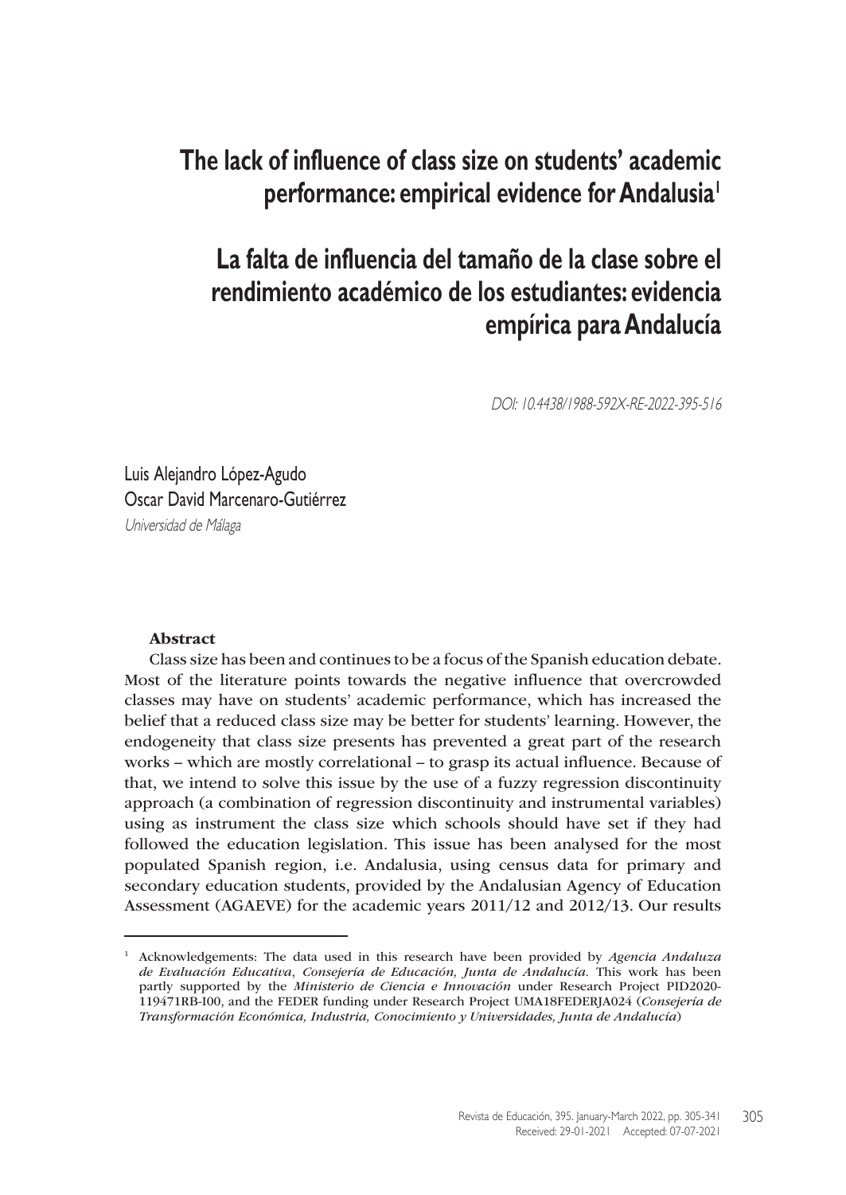# The lack of influence of class size on students' academic performance: empirical evidence for Andalusia[1]

# La falta de influencia del tamaño de la clase sobre el rendimiento académico de los estudiantes: evidencia empírica para Andalucía

*DOI: 10.4438/1988-592X-RE-2022-395-516*

Luis Alejandro López-Agudo
Oscar David Marcenaro-Gutiérrez
*Universidad de Málaga*

**Abstract**

Class size has been and continues to be a focus of the Spanish education debate. Most of the literature points towards the negative influence that overcrowded classes may have on students' academic performance, which has increased the belief that a reduced class size may be better for students' learning. However, the endogeneity that class size presents has prevented a great part of the research works – which are mostly correlational – to grasp its actual influence. Because of that, we intend to solve this issue by the use of a fuzzy regression discontinuity approach (a combination of regression discontinuity and instrumental variables) using as instrument the class size which schools should have set if they had followed the education legislation. This issue has been analysed for the most populated Spanish region, i.e. Andalusia, using census data for primary and secondary education students, provided by the Andalusian Agency of Education Assessment (AGAEVE) for the academic years 2011/12 and 2012/13. Our results

---

[1] Acknowledgements: The data used in this research have been provided by *Agencia Andaluza de Evaluación Educativa*, *Consejería de Educación, Junta de Andalucía*. This work has been partly supported by the *Ministerio de Ciencia e Innovación* under Research Project PID2020-119471RB-I00, and the FEDER funding under Research Project UMA18FEDERJA024 (*Consejería de Transformación Económica, Industria, Conocimiento y Universidades, Junta de Andalucía*)

Received: 29-01-2021 Accepted: 07-07-2021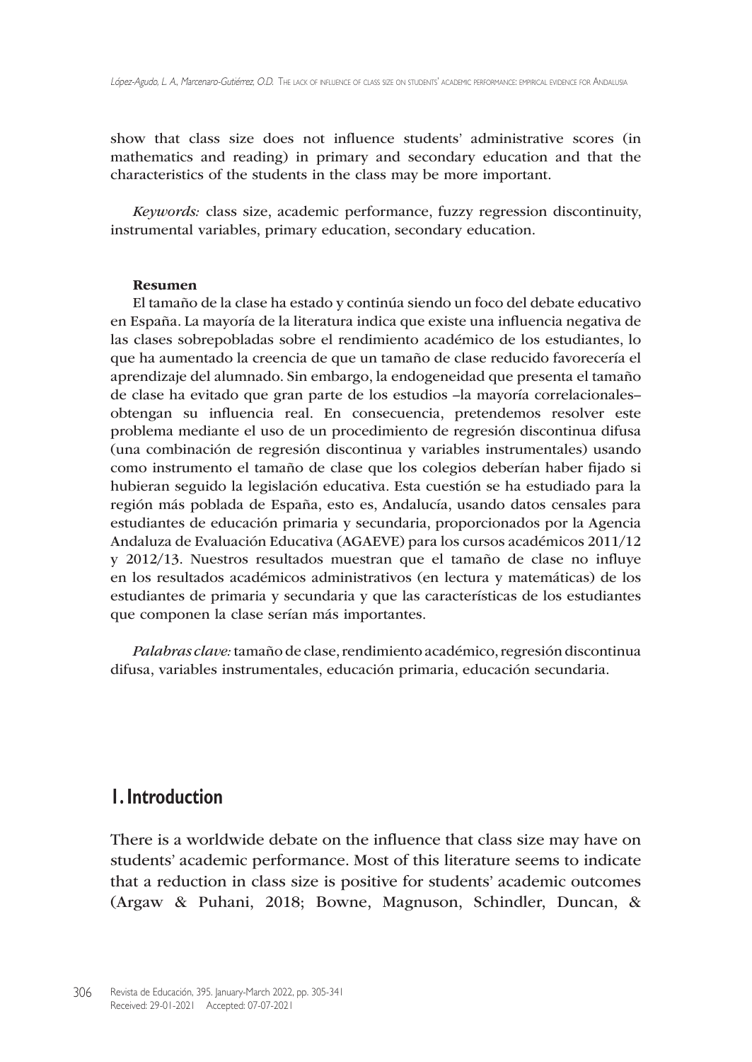show that class size does not influence students' administrative scores (in mathematics and reading) in primary and secondary education and that the characteristics of the students in the class may be more important.

*Keywords:* class size, academic performance, fuzzy regression discontinuity, instrumental variables, primary education, secondary education.

**Resumen**

El tamaño de la clase ha estado y continúa siendo un foco del debate educativo en España. La mayoría de la literatura indica que existe una influencia negativa de las clases sobrepobladas sobre el rendimiento académico de los estudiantes, lo que ha aumentado la creencia de que un tamaño de clase reducido favorecería el aprendizaje del alumnado. Sin embargo, la endogeneidad que presenta el tamaño de clase ha evitado que gran parte de los estudios –la mayoría correlacionales– obtengan su influencia real. En consecuencia, pretendemos resolver este problema mediante el uso de un procedimiento de regresión discontinua difusa (una combinación de regresión discontinua y variables instrumentales) usando como instrumento el tamaño de clase que los colegios deberían haber fijado si hubieran seguido la legislación educativa. Esta cuestión se ha estudiado para la región más poblada de España, esto es, Andalucía, usando datos censales para estudiantes de educación primaria y secundaria, proporcionados por la Agencia Andaluza de Evaluación Educativa (AGAEVE) para los cursos académicos 2011/12 y 2012/13. Nuestros resultados muestran que el tamaño de clase no influye en los resultados académicos administrativos (en lectura y matemáticas) de los estudiantes de primaria y secundaria y que las características de los estudiantes que componen la clase serían más importantes.

*Palabras clave:* tamaño de clase, rendimiento académico, regresión discontinua difusa, variables instrumentales, educación primaria, educación secundaria.

# 1. Introduction

There is a worldwide debate on the influence that class size may have on students' academic performance. Most of this literature seems to indicate that a reduction in class size is positive for students' academic outcomes (Argaw & Puhani, 2018; Bowne, Magnuson, Schindler, Duncan, &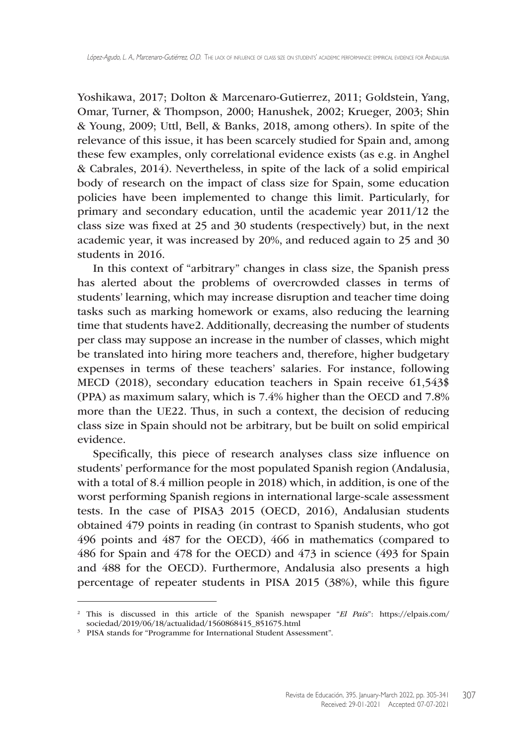Yoshikawa, 2017; Dolton & Marcenaro-Gutierrez, 2011; Goldstein, Yang, Omar, Turner, & Thompson, 2000; Hanushek, 2002; Krueger, 2003; Shin & Young, 2009; Uttl, Bell, & Banks, 2018, among others). In spite of the relevance of this issue, it has been scarcely studied for Spain and, among these few examples, only correlational evidence exists (as e.g. in Anghel & Cabrales, 2014). Nevertheless, in spite of the lack of a solid empirical body of research on the impact of class size for Spain, some education policies have been implemented to change this limit. Particularly, for primary and secondary education, until the academic year 2011/12 the class size was fixed at 25 and 30 students (respectively) but, in the next academic year, it was increased by 20%, and reduced again to 25 and 30 students in 2016.

In this context of "arbitrary" changes in class size, the Spanish press has alerted about the problems of overcrowded classes in terms of students' learning, which may increase disruption and teacher time doing tasks such as marking homework or exams, also reducing the learning time that students have[2]. Additionally, decreasing the number of students per class may suppose an increase in the number of classes, which might be translated into hiring more teachers and, therefore, higher budgetary expenses in terms of these teachers' salaries. For instance, following MECD (2018), secondary education teachers in Spain receive 61,543$ (PPA) as maximum salary, which is 7.4% higher than the OECD and 7.8% more than the UE22. Thus, in such a context, the decision of reducing class size in Spain should not be arbitrary, but be built on solid empirical evidence.

Specifically, this piece of research analyses class size influence on students' performance for the most populated Spanish region (Andalusia, with a total of 8.4 million people in 2018) which, in addition, is one of the worst performing Spanish regions in international large-scale assessment tests. In the case of PISA[3] 2015 (OECD, 2016), Andalusian students obtained 479 points in reading (in contrast to Spanish students, who got 496 points and 487 for the OECD), 466 in mathematics (compared to 486 for Spain and 478 for the OECD) and 473 in science (493 for Spain and 488 for the OECD). Furthermore, Andalusia also presents a high percentage of repeater students in PISA 2015 (38%), while this figure

---

[2] This is discussed in this article of the Spanish newspaper "*El País*": https://elpais.com/sociedad/2019/06/18/actualidad/1560868415_851675.html

[3] PISA stands for "Programme for International Student Assessment".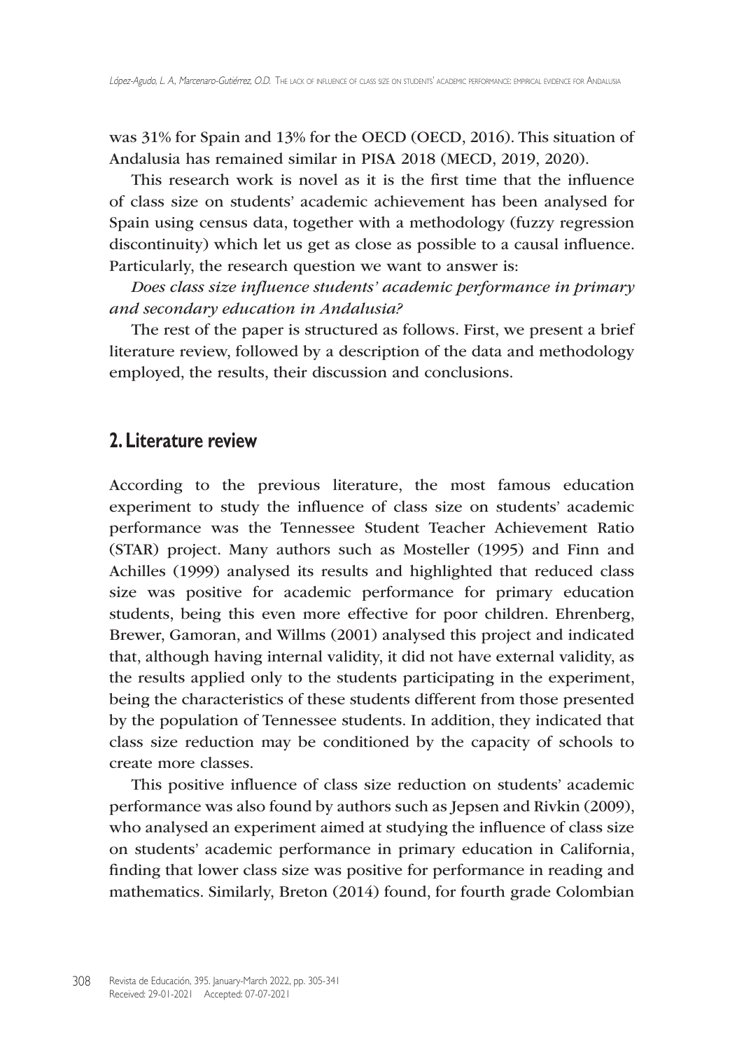was 31% for Spain and 13% for the OECD (OECD, 2016). This situation of Andalusia has remained similar in PISA 2018 (MECD, 2019, 2020).

This research work is novel as it is the first time that the influence of class size on students' academic achievement has been analysed for Spain using census data, together with a methodology (fuzzy regression discontinuity) which let us get as close as possible to a causal influence. Particularly, the research question we want to answer is:

*Does class size influence students' academic performance in primary and secondary education in Andalusia?*

The rest of the paper is structured as follows. First, we present a brief literature review, followed by a description of the data and methodology employed, the results, their discussion and conclusions.

## 2. Literature review

According to the previous literature, the most famous education experiment to study the influence of class size on students' academic performance was the Tennessee Student Teacher Achievement Ratio (STAR) project. Many authors such as Mosteller (1995) and Finn and Achilles (1999) analysed its results and highlighted that reduced class size was positive for academic performance for primary education students, being this even more effective for poor children. Ehrenberg, Brewer, Gamoran, and Willms (2001) analysed this project and indicated that, although having internal validity, it did not have external validity, as the results applied only to the students participating in the experiment, being the characteristics of these students different from those presented by the population of Tennessee students. In addition, they indicated that class size reduction may be conditioned by the capacity of schools to create more classes.

This positive influence of class size reduction on students' academic performance was also found by authors such as Jepsen and Rivkin (2009), who analysed an experiment aimed at studying the influence of class size on students' academic performance in primary education in California, finding that lower class size was positive for performance in reading and mathematics. Similarly, Breton (2014) found, for fourth grade Colombian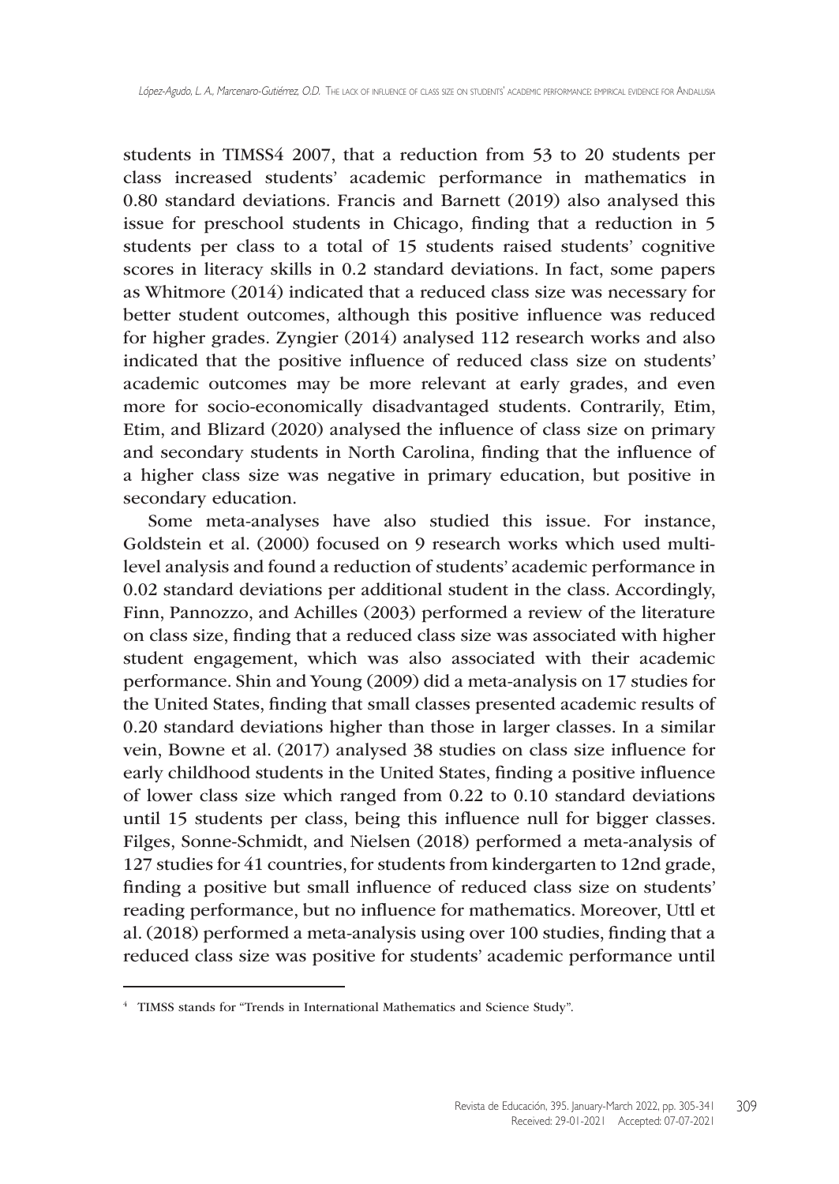students in TIMSS4 2007, that a reduction from 53 to 20 students per class increased students' academic performance in mathematics in 0.80 standard deviations. Francis and Barnett (2019) also analysed this issue for preschool students in Chicago, finding that a reduction in 5 students per class to a total of 15 students raised students' cognitive scores in literacy skills in 0.2 standard deviations. In fact, some papers as Whitmore (2014) indicated that a reduced class size was necessary for better student outcomes, although this positive influence was reduced for higher grades. Zyngier (2014) analysed 112 research works and also indicated that the positive influence of reduced class size on students' academic outcomes may be more relevant at early grades, and even more for socio-economically disadvantaged students. Contrarily, Etim, Etim, and Blizard (2020) analysed the influence of class size on primary and secondary students in North Carolina, finding that the influence of a higher class size was negative in primary education, but positive in secondary education.

Some meta-analyses have also studied this issue. For instance, Goldstein et al. (2000) focused on 9 research works which used multi-level analysis and found a reduction of students' academic performance in 0.02 standard deviations per additional student in the class. Accordingly, Finn, Pannozzo, and Achilles (2003) performed a review of the literature on class size, finding that a reduced class size was associated with higher student engagement, which was also associated with their academic performance. Shin and Young (2009) did a meta-analysis on 17 studies for the United States, finding that small classes presented academic results of 0.20 standard deviations higher than those in larger classes. In a similar vein, Bowne et al. (2017) analysed 38 studies on class size influence for early childhood students in the United States, finding a positive influence of lower class size which ranged from 0.22 to 0.10 standard deviations until 15 students per class, being this influence null for bigger classes. Filges, Sonne-Schmidt, and Nielsen (2018) performed a meta-analysis of 127 studies for 41 countries, for students from kindergarten to 12nd grade, finding a positive but small influence of reduced class size on students' reading performance, but no influence for mathematics. Moreover, Uttl et al. (2018) performed a meta-analysis using over 100 studies, finding that a reduced class size was positive for students' academic performance until

[4] TIMSS stands for "Trends in International Mathematics and Science Study".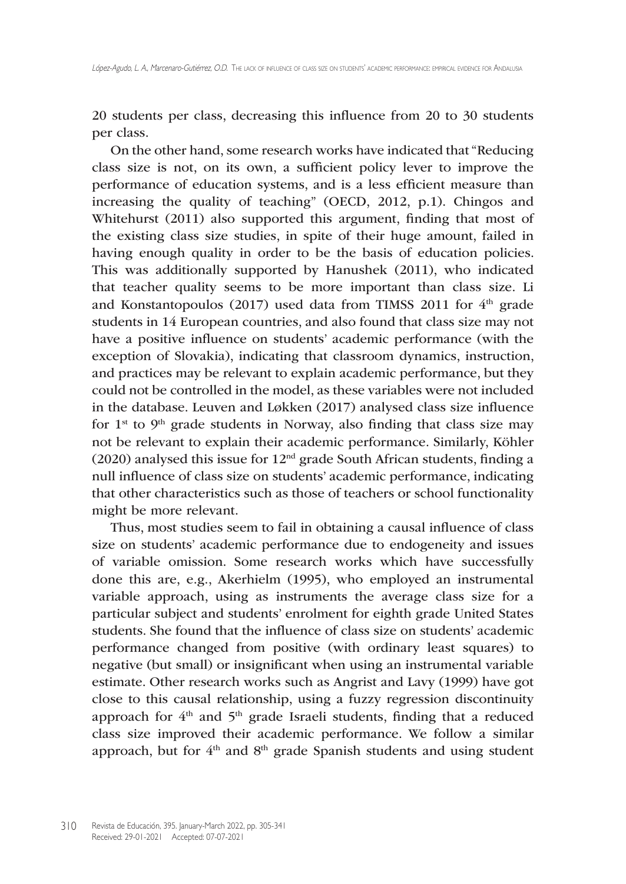20 students per class, decreasing this influence from 20 to 30 students per class.

On the other hand, some research works have indicated that "Reducing class size is not, on its own, a sufficient policy lever to improve the performance of education systems, and is a less efficient measure than increasing the quality of teaching" (OECD, 2012, p.1). Chingos and Whitehurst (2011) also supported this argument, finding that most of the existing class size studies, in spite of their huge amount, failed in having enough quality in order to be the basis of education policies. This was additionally supported by Hanushek (2011), who indicated that teacher quality seems to be more important than class size. Li and Konstantopoulos (2017) used data from TIMSS 2011 for 4th grade students in 14 European countries, and also found that class size may not have a positive influence on students' academic performance (with the exception of Slovakia), indicating that classroom dynamics, instruction, and practices may be relevant to explain academic performance, but they could not be controlled in the model, as these variables were not included in the database. Leuven and Løkken (2017) analysed class size influence for 1st to 9th grade students in Norway, also finding that class size may not be relevant to explain their academic performance. Similarly, Köhler (2020) analysed this issue for 12nd grade South African students, finding a null influence of class size on students' academic performance, indicating that other characteristics such as those of teachers or school functionality might be more relevant.

Thus, most studies seem to fail in obtaining a causal influence of class size on students' academic performance due to endogeneity and issues of variable omission. Some research works which have successfully done this are, e.g., Akerhielm (1995), who employed an instrumental variable approach, using as instruments the average class size for a particular subject and students' enrolment for eighth grade United States students. She found that the influence of class size on students' academic performance changed from positive (with ordinary least squares) to negative (but small) or insignificant when using an instrumental variable estimate. Other research works such as Angrist and Lavy (1999) have got close to this causal relationship, using a fuzzy regression discontinuity approach for 4th and 5th grade Israeli students, finding that a reduced class size improved their academic performance. We follow a similar approach, but for 4th and 8th grade Spanish students and using student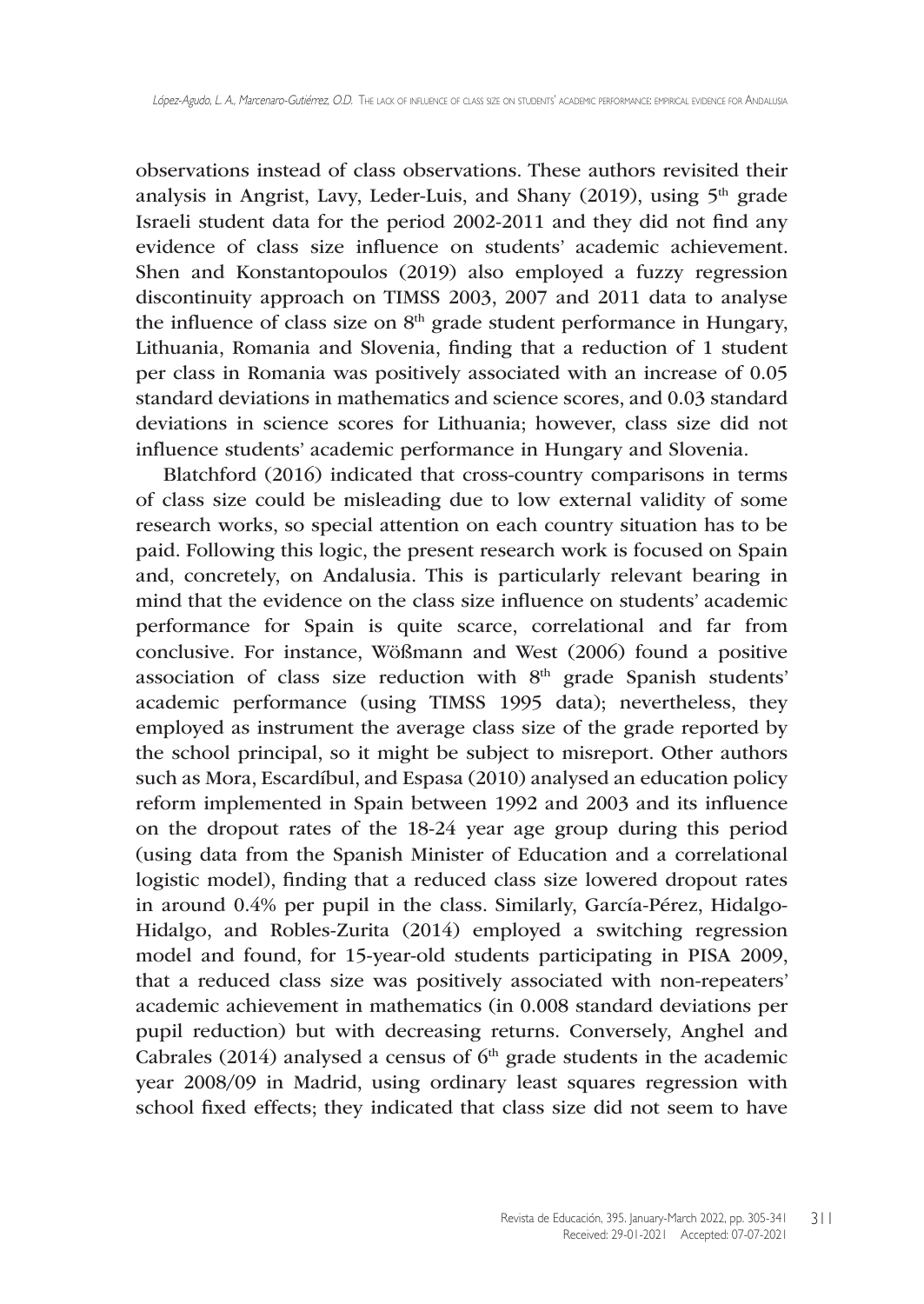observations instead of class observations. These authors revisited their analysis in Angrist, Lavy, Leder-Luis, and Shany (2019), using 5th grade Israeli student data for the period 2002-2011 and they did not find any evidence of class size influence on students' academic achievement. Shen and Konstantopoulos (2019) also employed a fuzzy regression discontinuity approach on TIMSS 2003, 2007 and 2011 data to analyse the influence of class size on 8th grade student performance in Hungary, Lithuania, Romania and Slovenia, finding that a reduction of 1 student per class in Romania was positively associated with an increase of 0.05 standard deviations in mathematics and science scores, and 0.03 standard deviations in science scores for Lithuania; however, class size did not influence students' academic performance in Hungary and Slovenia.

Blatchford (2016) indicated that cross-country comparisons in terms of class size could be misleading due to low external validity of some research works, so special attention on each country situation has to be paid. Following this logic, the present research work is focused on Spain and, concretely, on Andalusia. This is particularly relevant bearing in mind that the evidence on the class size influence on students' academic performance for Spain is quite scarce, correlational and far from conclusive. For instance, Wößmann and West (2006) found a positive association of class size reduction with 8th grade Spanish students' academic performance (using TIMSS 1995 data); nevertheless, they employed as instrument the average class size of the grade reported by the school principal, so it might be subject to misreport. Other authors such as Mora, Escardíbul, and Espasa (2010) analysed an education policy reform implemented in Spain between 1992 and 2003 and its influence on the dropout rates of the 18-24 year age group during this period (using data from the Spanish Minister of Education and a correlational logistic model), finding that a reduced class size lowered dropout rates in around 0.4% per pupil in the class. Similarly, García-Pérez, Hidalgo-Hidalgo, and Robles-Zurita (2014) employed a switching regression model and found, for 15-year-old students participating in PISA 2009, that a reduced class size was positively associated with non-repeaters' academic achievement in mathematics (in 0.008 standard deviations per pupil reduction) but with decreasing returns. Conversely, Anghel and Cabrales (2014) analysed a census of 6th grade students in the academic year 2008/09 in Madrid, using ordinary least squares regression with school fixed effects; they indicated that class size did not seem to have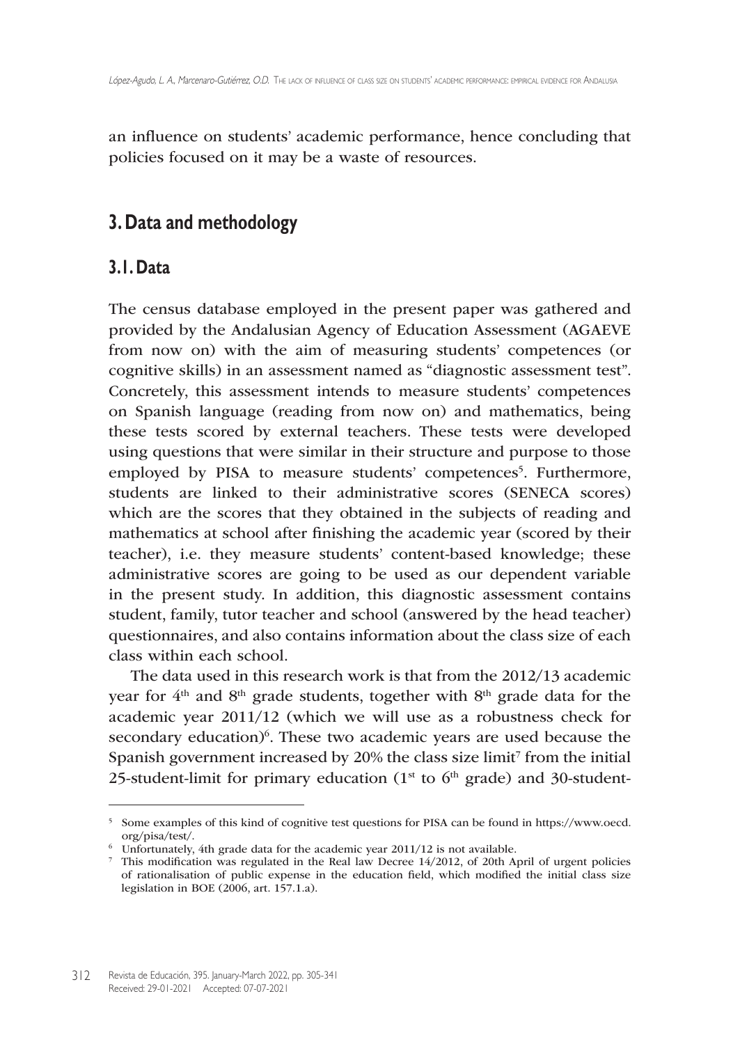an influence on students' academic performance, hence concluding that policies focused on it may be a waste of resources.

## 3. Data and methodology

### 3.1. Data

The census database employed in the present paper was gathered and provided by the Andalusian Agency of Education Assessment (AGAEVE from now on) with the aim of measuring students' competences (or cognitive skills) in an assessment named as "diagnostic assessment test". Concretely, this assessment intends to measure students' competences on Spanish language (reading from now on) and mathematics, being these tests scored by external teachers. These tests were developed using questions that were similar in their structure and purpose to those employed by PISA to measure students' competences[5]. Furthermore, students are linked to their administrative scores (SENECA scores) which are the scores that they obtained in the subjects of reading and mathematics at school after finishing the academic year (scored by their teacher), i.e. they measure students' content-based knowledge; these administrative scores are going to be used as our dependent variable in the present study. In addition, this diagnostic assessment contains student, family, tutor teacher and school (answered by the head teacher) questionnaires, and also contains information about the class size of each class within each school.

The data used in this research work is that from the 2012/13 academic year for 4th and 8th grade students, together with 8th grade data for the academic year 2011/12 (which we will use as a robustness check for secondary education)[6]. These two academic years are used because the Spanish government increased by 20% the class size limit[7] from the initial 25-student-limit for primary education (1st to 6th grade) and 30-student-

---

[5] Some examples of this kind of cognitive test questions for PISA can be found in https://www.oecd.org/pisa/test/.

[6] Unfortunately, 4th grade data for the academic year 2011/12 is not available.

[7] This modification was regulated in the Real law Decree 14/2012, of 20th April of urgent policies of rationalisation of public expense in the education field, which modified the initial class size legislation in BOE (2006, art. 157.1.a).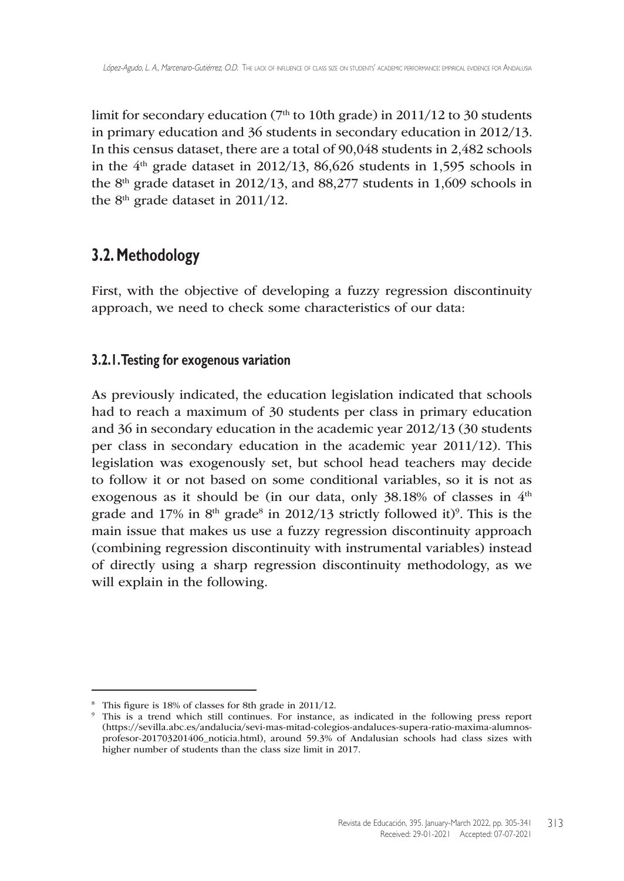limit for secondary education (7th to 10th grade) in 2011/12 to 30 students in primary education and 36 students in secondary education in 2012/13. In this census dataset, there are a total of 90,048 students in 2,482 schools in the 4th grade dataset in 2012/13, 86,626 students in 1,595 schools in the 8th grade dataset in 2012/13, and 88,277 students in 1,609 schools in the 8th grade dataset in 2011/12.

## 3.2. Methodology

First, with the objective of developing a fuzzy regression discontinuity approach, we need to check some characteristics of our data:

### 3.2.1. Testing for exogenous variation

As previously indicated, the education legislation indicated that schools had to reach a maximum of 30 students per class in primary education and 36 in secondary education in the academic year 2012/13 (30 students per class in secondary education in the academic year 2011/12). This legislation was exogenously set, but school head teachers may decide to follow it or not based on some conditional variables, so it is not as exogenous as it should be (in our data, only 38.18% of classes in 4th grade and 17% in 8th grade[8] in 2012/13 strictly followed it)[9]. This is the main issue that makes us use a fuzzy regression discontinuity approach (combining regression discontinuity with instrumental variables) instead of directly using a sharp regression discontinuity methodology, as we will explain in the following.

---

[8] This figure is 18% of classes for 8th grade in 2011/12.

[9] This is a trend which still continues. For instance, as indicated in the following press report (https://sevilla.abc.es/andalucia/sevi-mas-mitad-colegios-andaluces-supera-ratio-maxima-alumnos-profesor-201703201406_noticia.html), around 59.3% of Andalusian schools had class sizes with higher number of students than the class size limit in 2017.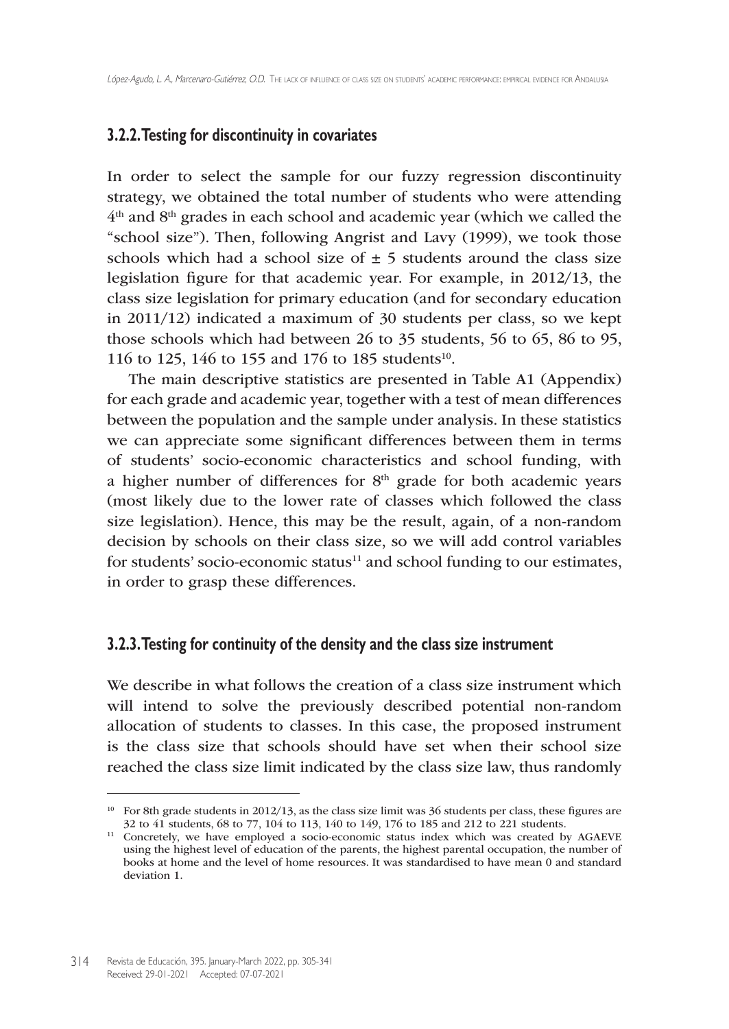### 3.2.2. Testing for discontinuity in covariates

In order to select the sample for our fuzzy regression discontinuity strategy, we obtained the total number of students who were attending 4th and 8th grades in each school and academic year (which we called the "school size"). Then, following Angrist and Lavy (1999), we took those schools which had a school size of ± 5 students around the class size legislation figure for that academic year. For example, in 2012/13, the class size legislation for primary education (and for secondary education in 2011/12) indicated a maximum of 30 students per class, so we kept those schools which had between 26 to 35 students, 56 to 65, 86 to 95, 116 to 125, 146 to 155 and 176 to 185 students[10].

The main descriptive statistics are presented in Table A1 (Appendix) for each grade and academic year, together with a test of mean differences between the population and the sample under analysis. In these statistics we can appreciate some significant differences between them in terms of students' socio-economic characteristics and school funding, with a higher number of differences for 8th grade for both academic years (most likely due to the lower rate of classes which followed the class size legislation). Hence, this may be the result, again, of a non-random decision by schools on their class size, so we will add control variables for students' socio-economic status[11] and school funding to our estimates, in order to grasp these differences.

### 3.2.3. Testing for continuity of the density and the class size instrument

We describe in what follows the creation of a class size instrument which will intend to solve the previously described potential non-random allocation of students to classes. In this case, the proposed instrument is the class size that schools should have set when their school size reached the class size limit indicated by the class size law, thus randomly

---

[10] For 8th grade students in 2012/13, as the class size limit was 36 students per class, these figures are 32 to 41 students, 68 to 77, 104 to 113, 140 to 149, 176 to 185 and 212 to 221 students.

[11] Concretely, we have employed a socio-economic status index which was created by AGAEVE using the highest level of education of the parents, the highest parental occupation, the number of books at home and the level of home resources. It was standardised to have mean 0 and standard deviation 1.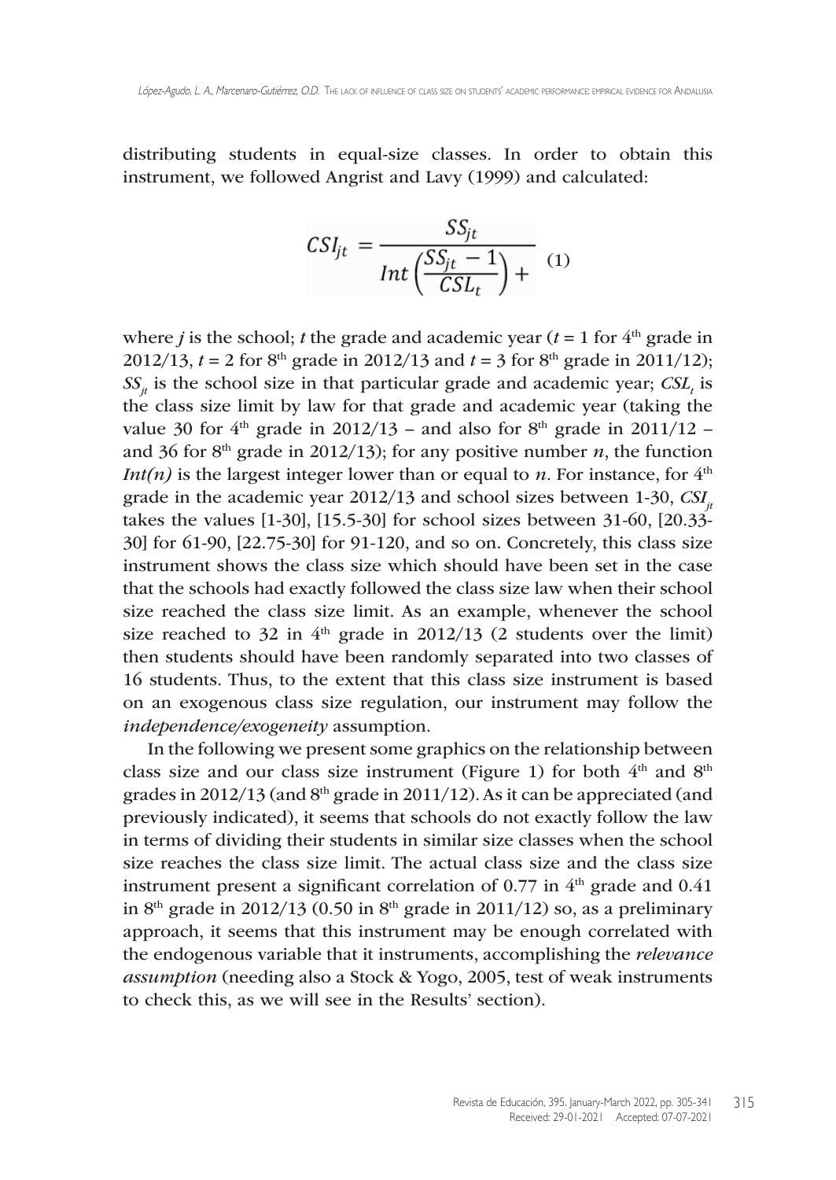distributing students in equal-size classes. In order to obtain this instrument, we followed Angrist and Lavy (1999) and calculated:

$$CSI_{jt} = \frac{SS_{jt}}{Int\left(\frac{SS_{jt} - 1}{CSL_t}\right) +} \quad (1)$$

where $j$ is the school; $t$ the grade and academic year ($t = 1$ for 4th grade in 2012/13, $t = 2$ for 8th grade in 2012/13 and $t = 3$ for 8th grade in 2011/12); $SS_{jt}$ is the school size in that particular grade and academic year; $CSL_t$ is the class size limit by law for that grade and academic year (taking the value 30 for 4th grade in 2012/13 – and also for 8th grade in 2011/12 – and 36 for 8th grade in 2012/13); for any positive number $n$, the function $Int(n)$ is the largest integer lower than or equal to $n$. For instance, for 4th grade in the academic year 2012/13 and school sizes between 1-30, $CSI_{jt}$ takes the values [1-30], [15.5-30] for school sizes between 31-60, [20.33-30] for 61-90, [22.75-30] for 91-120, and so on. Concretely, this class size instrument shows the class size which should have been set in the case that the schools had exactly followed the class size law when their school size reached the class size limit. As an example, whenever the school size reached to 32 in 4th grade in 2012/13 (2 students over the limit) then students should have been randomly separated into two classes of 16 students. Thus, to the extent that this class size instrument is based on an exogenous class size regulation, our instrument may follow the *independence/exogeneity* assumption.

In the following we present some graphics on the relationship between class size and our class size instrument (Figure 1) for both 4th and 8th grades in 2012/13 (and 8th grade in 2011/12). As it can be appreciated (and previously indicated), it seems that schools do not exactly follow the law in terms of dividing their students in similar size classes when the school size reaches the class size limit. The actual class size and the class size instrument present a significant correlation of 0.77 in 4th grade and 0.41 in 8th grade in 2012/13 (0.50 in 8th grade in 2011/12) so, as a preliminary approach, it seems that this instrument may be enough correlated with the endogenous variable that it instruments, accomplishing the *relevance assumption* (needing also a Stock & Yogo, 2005, test of weak instruments to check this, as we will see in the Results' section).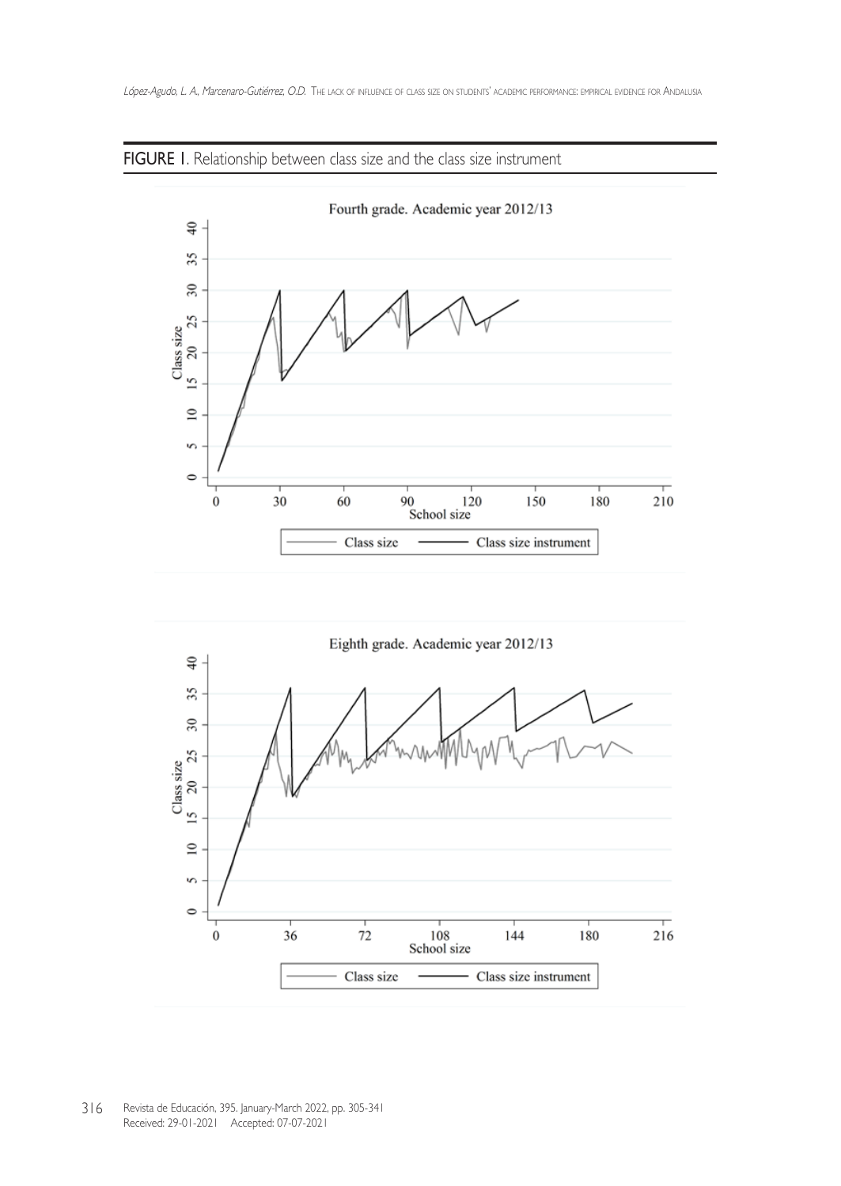FIGURE 1. Relationship between class size and the class size instrument

Fourth grade. Academic year 2012/13

Eighth grade. Academic year 2012/13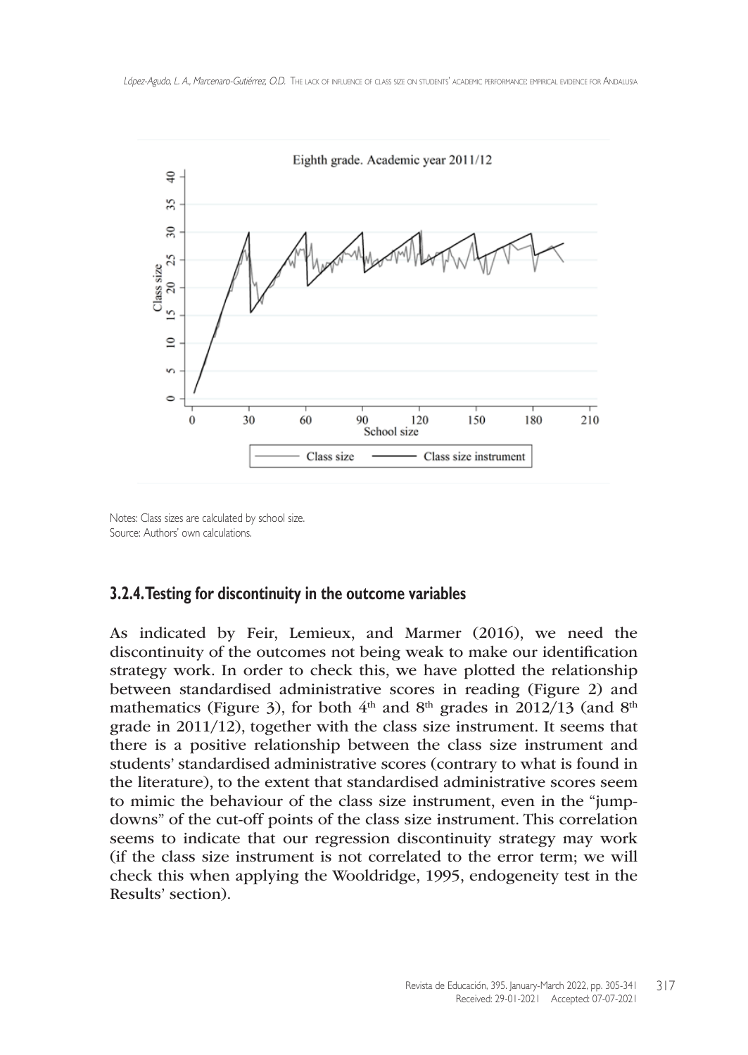Notes: Class sizes are calculated by school size.
Source: Authors' own calculations.

### 3.2.4. Testing for discontinuity in the outcome variables

As indicated by Feir, Lemieux, and Marmer (2016), we need the discontinuity of the outcomes not being weak to make our identification strategy work. In order to check this, we have plotted the relationship between standardised administrative scores in reading (Figure 2) and mathematics (Figure 3), for both 4th and 8th grades in 2012/13 (and 8th grade in 2011/12), together with the class size instrument. It seems that there is a positive relationship between the class size instrument and students' standardised administrative scores (contrary to what is found in the literature), to the extent that standardised administrative scores seem to mimic the behaviour of the class size instrument, even in the "jump-downs" of the cut-off points of the class size instrument. This correlation seems to indicate that our regression discontinuity strategy may work (if the class size instrument is not correlated to the error term; we will check this when applying the Wooldridge, 1995, endogeneity test in the Results' section).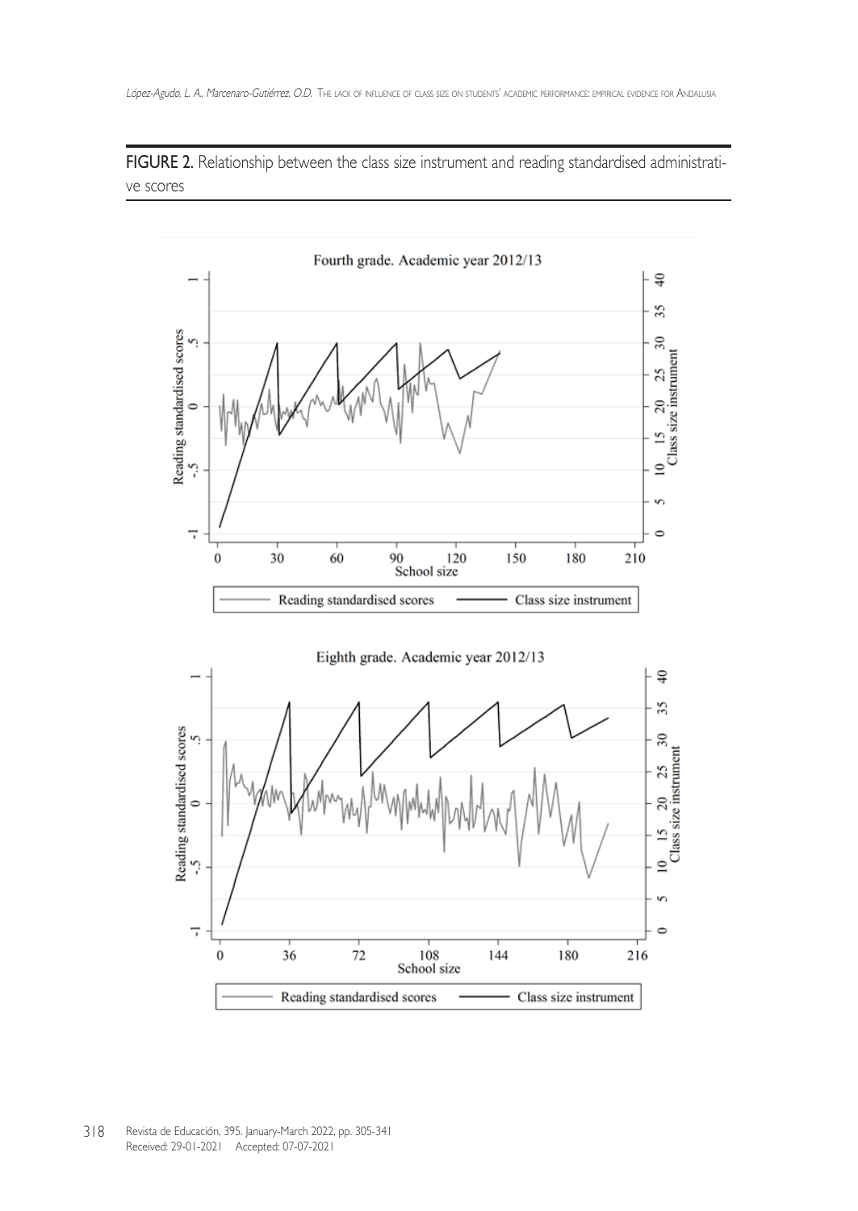FIGURE 2. Relationship between the class size instrument and reading standardised administrative scores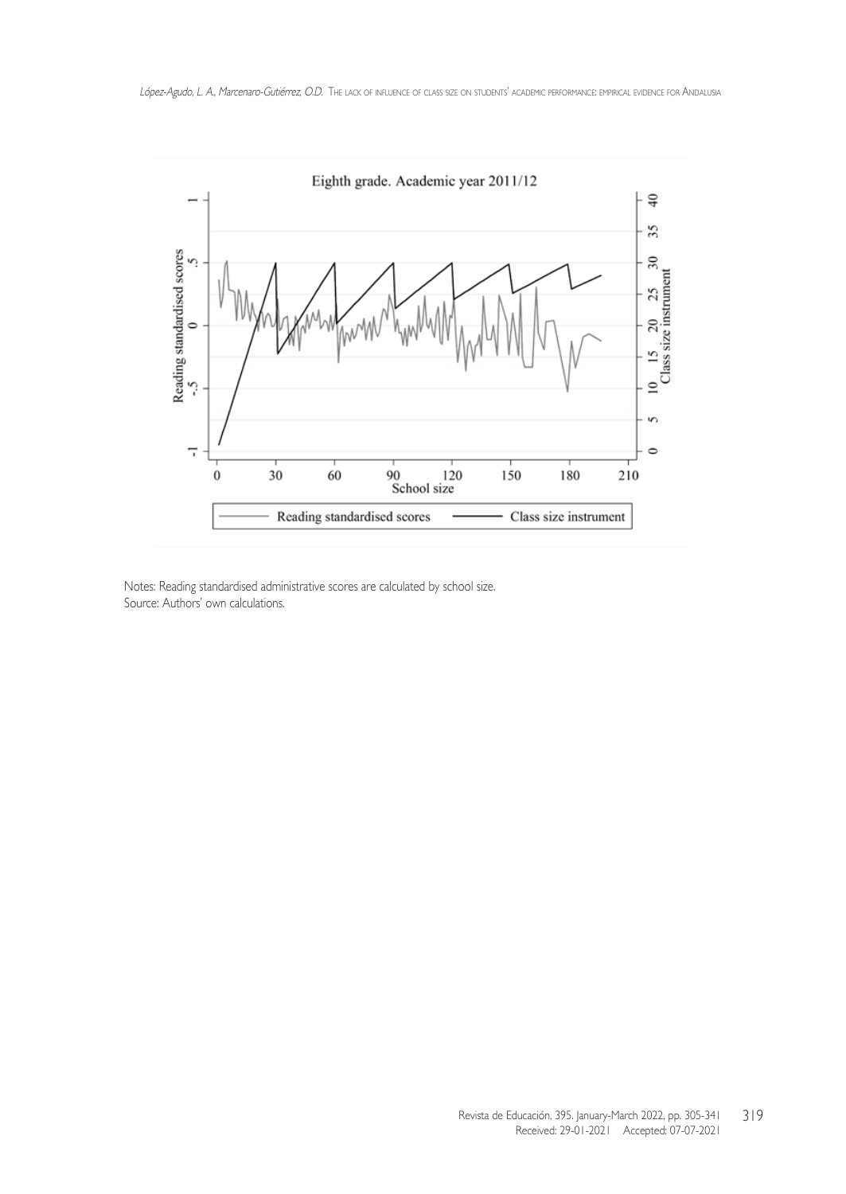Eighth grade. Academic year 2011/12

Notes: Reading standardised administrative scores are calculated by school size.
Source: Authors' own calculations.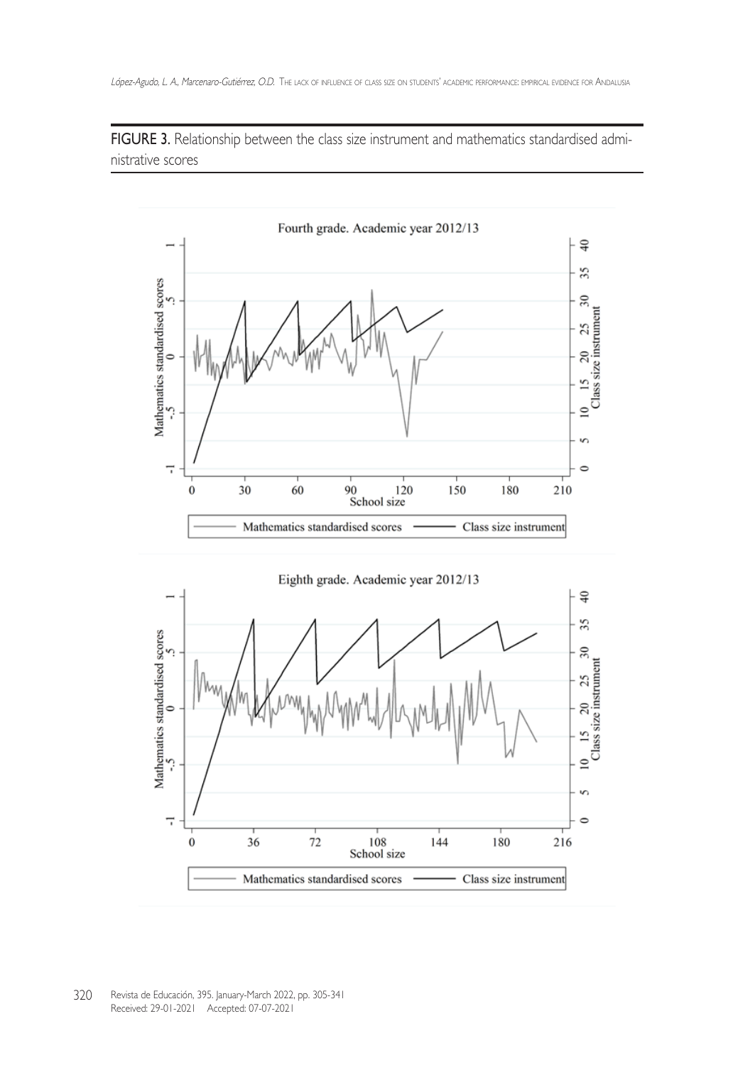**FIGURE 3.** Relationship between the class size instrument and mathematics standardised administrative scores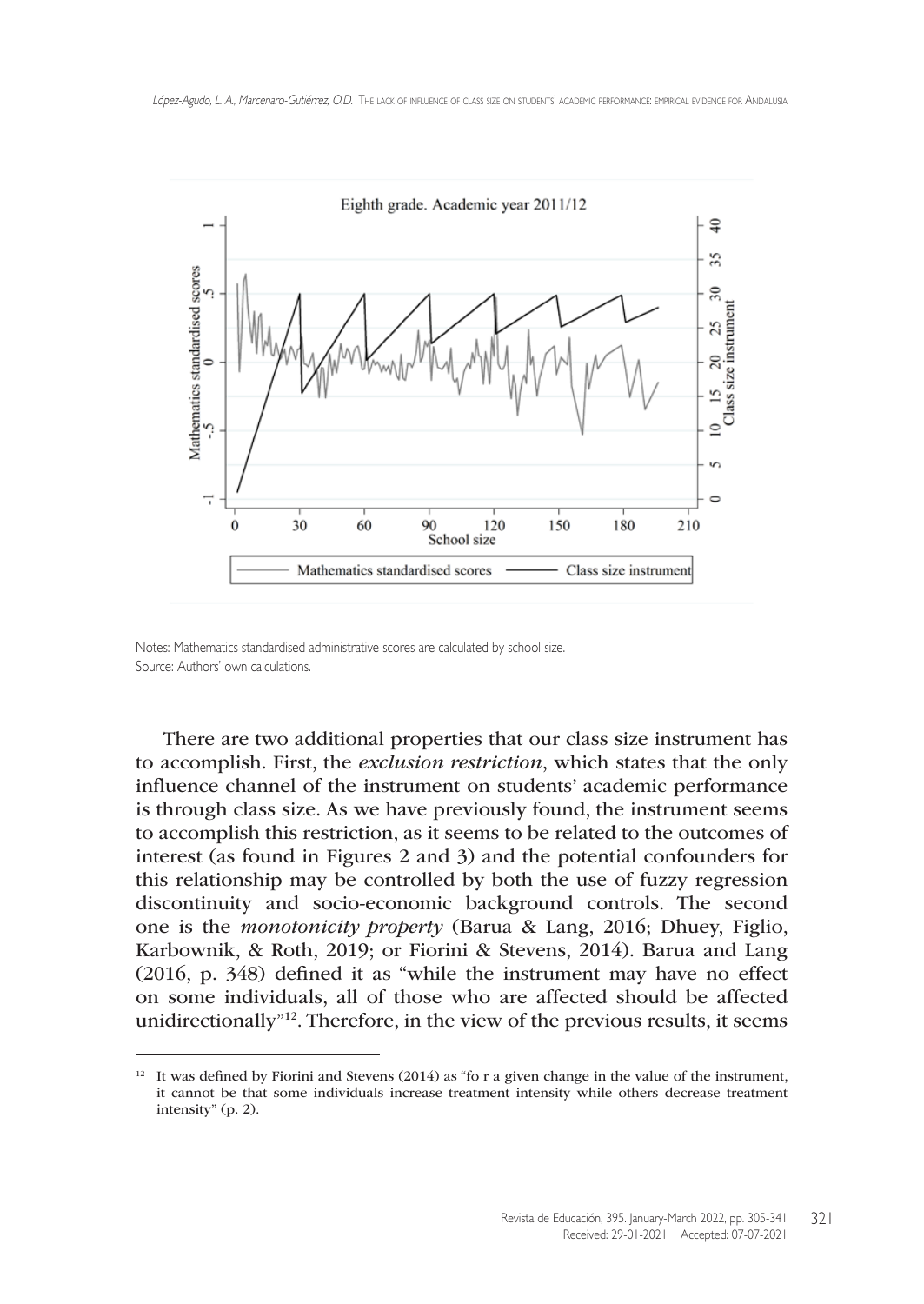Notes: Mathematics standardised administrative scores are calculated by school size.
Source: Authors' own calculations.

There are two additional properties that our class size instrument has to accomplish. First, the *exclusion restriction*, which states that the only influence channel of the instrument on students' academic performance is through class size. As we have previously found, the instrument seems to accomplish this restriction, as it seems to be related to the outcomes of interest (as found in Figures 2 and 3) and the potential confounders for this relationship may be controlled by both the use of fuzzy regression discontinuity and socio-economic background controls. The second one is the *monotonicity property* (Barua & Lang, 2016; Dhuey, Figlio, Karbownik, & Roth, 2019; or Fiorini & Stevens, 2014). Barua and Lang (2016, p. 348) defined it as "while the instrument may have no effect on some individuals, all of those who are affected should be affected unidirectionally"[12]. Therefore, in the view of the previous results, it seems

[12] It was defined by Fiorini and Stevens (2014) as "fo r a given change in the value of the instrument, it cannot be that some individuals increase treatment intensity while others decrease treatment intensity" (p. 2).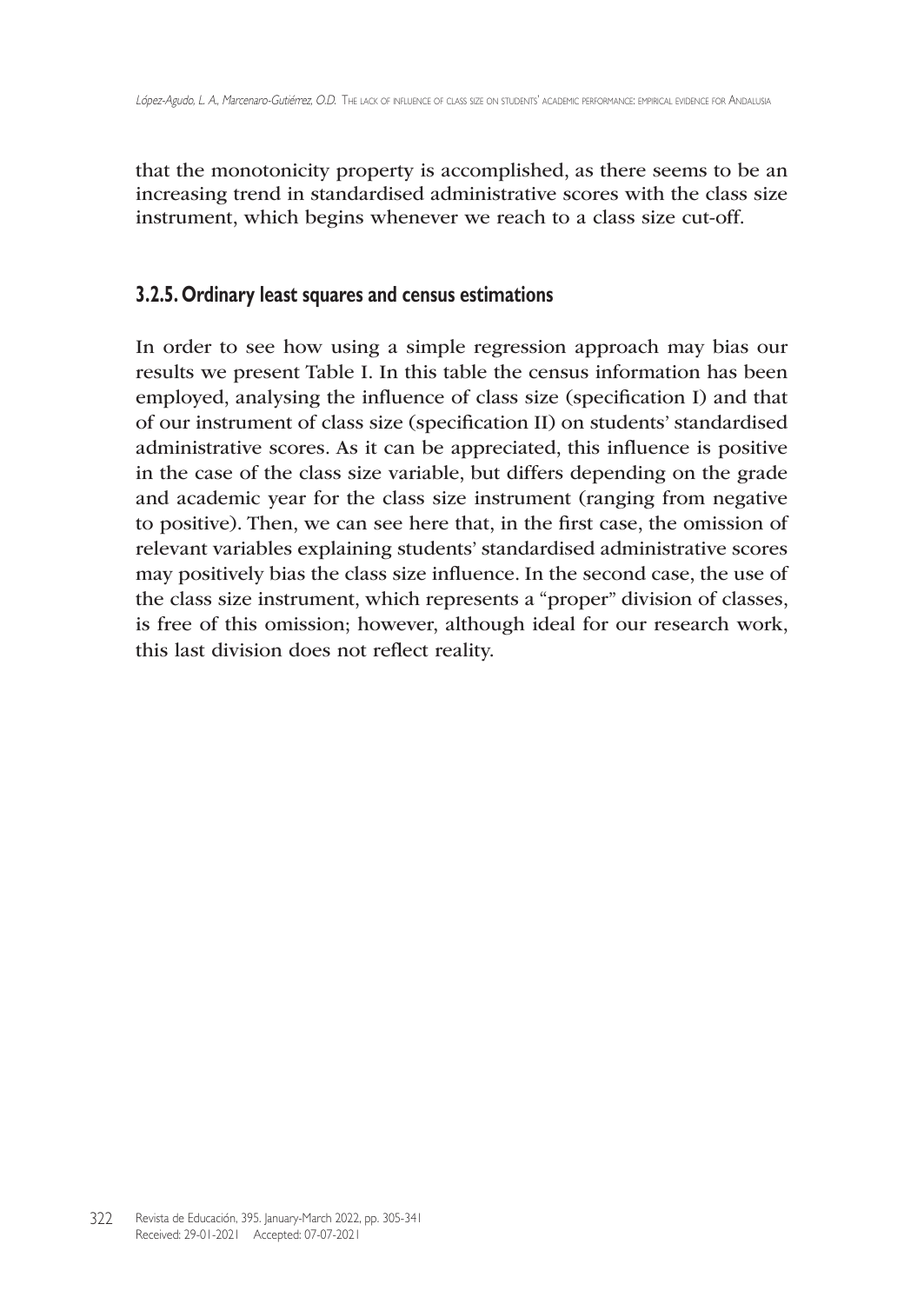that the monotonicity property is accomplished, as there seems to be an increasing trend in standardised administrative scores with the class size instrument, which begins whenever we reach to a class size cut-off.

### 3.2.5. Ordinary least squares and census estimations

In order to see how using a simple regression approach may bias our results we present Table I. In this table the census information has been employed, analysing the influence of class size (specification I) and that of our instrument of class size (specification II) on students' standardised administrative scores. As it can be appreciated, this influence is positive in the case of the class size variable, but differs depending on the grade and academic year for the class size instrument (ranging from negative to positive). Then, we can see here that, in the first case, the omission of relevant variables explaining students' standardised administrative scores may positively bias the class size influence. In the second case, the use of the class size instrument, which represents a "proper" division of classes, is free of this omission; however, although ideal for our research work, this last division does not reflect reality.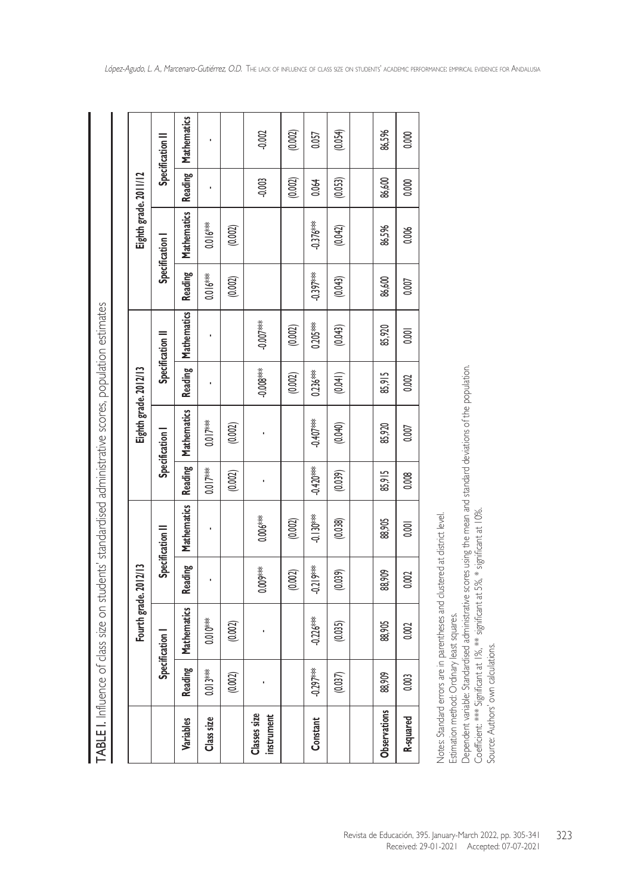TABLE I. Influence of class size on students' standardised administrative scores, population estimates

| | Fourth grade. 2012/13 | | | | Eighth grade. 2012/13 | | | | Eighth grade. 2011/12 | | | |
|---|---|---|---|---|---|---|---|---|---|---|---|---|
| | Specification I | | Specification II | | Specification I | | Specification II | | Specification I | | Specification II | |
| **Variables** | **Reading** | **Mathematics** | **Reading** | **Mathematics** | **Reading** | **Mathematics** | **Reading** | **Mathematics** | **Reading** | **Mathematics** | **Reading** | **Mathematics** |
| **Class size** | 0.013*** | 0.010*** | - | - | 0.017*** | 0.017*** | - | - | 0.016*** | 0.016*** | - | - |
| | (0.002) | (0.002) | | | (0.002) | (0.002) | | | (0.002) | (0.002) | | |
| **Classes size instrument** | - | - | 0.009*** | 0.006*** | - | - | -0.008*** | -0.007*** | | | -0.003 | -0.002 |
| | | | (0.002) | (0.002) | | | (0.002) | (0.002) | | | (0.002) | (0.002) |
| **Constant** | -0.297*** | -0.226*** | -0.219*** | -0.130*** | -0.420*** | -0.407*** | 0.236*** | 0.205*** | -0.397*** | -0.376*** | 0.064 | 0.057 |
| | (0.037) | (0.035) | (0.039) | (0.038) | (0.039) | (0.040) | (0.041) | (0.043) | (0.043) | (0.042) | (0.053) | (0.054) |
| **Observations** | 88,909 | 88,905 | 88,909 | 88,905 | 85,915 | 85,920 | 85,915 | 85,920 | 86,600 | 86,596 | 86,600 | 86,596 |
| **R-squared** | 0.003 | 0.002 | 0.002 | 0.001 | 0.008 | 0.007 | 0.002 | 0.001 | 0.007 | 0.006 | 0.000 | 0.000 |

Notes: Standard errors are in parentheses and clustered at district level.
Estimation method: Ordinary least squares.
Dependent variable: Standardised administrative scores using the mean and standard deviations of the population.
Coefficient: *** Significant at 1%, ** significant at 5%, * significant at 10%.
Source: Authors' own calculations.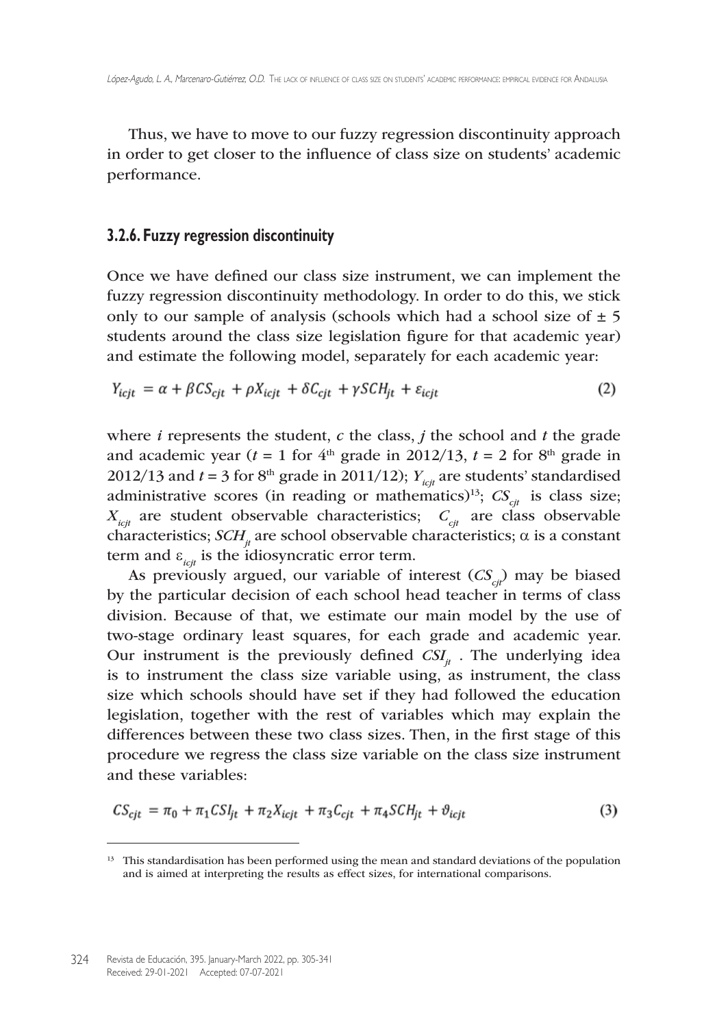Thus, we have to move to our fuzzy regression discontinuity approach in order to get closer to the influence of class size on students' academic performance.

### 3.2.6. Fuzzy regression discontinuity

Once we have defined our class size instrument, we can implement the fuzzy regression discontinuity methodology. In order to do this, we stick only to our sample of analysis (schools which had a school size of ± 5 students around the class size legislation figure for that academic year) and estimate the following model, separately for each academic year:

$$Y_{icjt} = \alpha + \beta CS_{cjt} + \rho X_{icjt} + \delta C_{cjt} + \gamma SCH_{jt} + \varepsilon_{icjt} \tag{2}$$

where *i* represents the student, *c* the class, *j* the school and *t* the grade and academic year ($t = 1$ for 4th grade in 2012/13, $t = 2$ for 8th grade in 2012/13 and $t = 3$ for 8th grade in 2011/12); $Y_{icjt}$ are students' standardised administrative scores (in reading or mathematics)[13]; $CS_{cjt}$ is class size; $X_{icjt}$ are student observable characteristics; $C_{cjt}$ are class observable characteristics; $SCH_{jt}$ are school observable characteristics; $\alpha$ is a constant term and $\varepsilon_{icjt}$ is the idiosyncratic error term.

As previously argued, our variable of interest ($CS_{cjt}$) may be biased by the particular decision of each school head teacher in terms of class division. Because of that, we estimate our main model by the use of two-stage ordinary least squares, for each grade and academic year. Our instrument is the previously defined $CSI_{jt}$ . The underlying idea is to instrument the class size variable using, as instrument, the class size which schools should have set if they had followed the education legislation, together with the rest of variables which may explain the differences between these two class sizes. Then, in the first stage of this procedure we regress the class size variable on the class size instrument and these variables:

$$CS_{cjt} = \pi_0 + \pi_1 CSI_{jt} + \pi_2 X_{icjt} + \pi_3 C_{cjt} + \pi_4 SCH_{jt} + \vartheta_{icjt} \tag{3}$$

[13] This standardisation has been performed using the mean and standard deviations of the population and is aimed at interpreting the results as effect sizes, for international comparisons.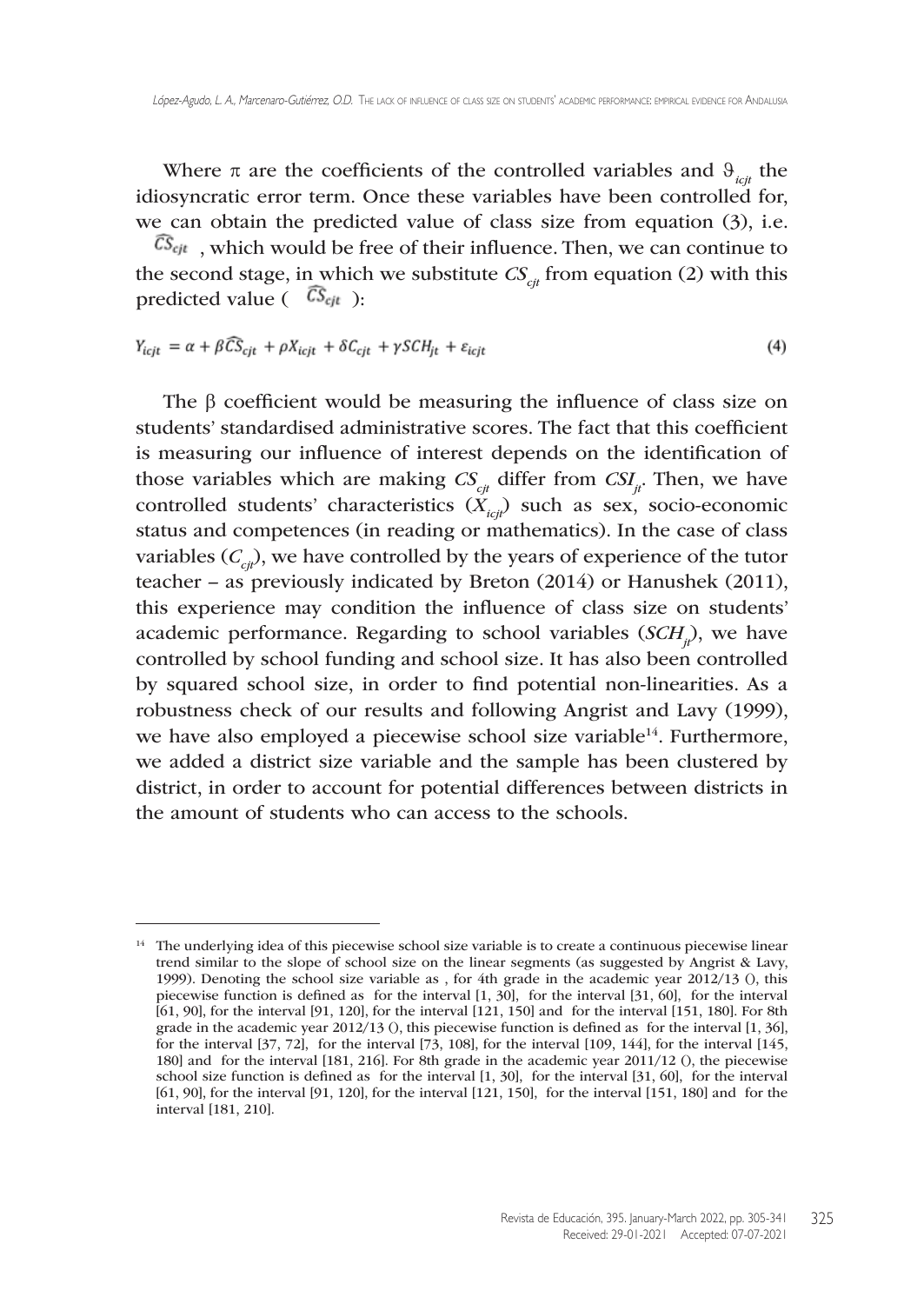Where $\pi$ are the coefficients of the controlled variables and $\vartheta_{icjt}$ the idiosyncratic error term. Once these variables have been controlled for, we can obtain the predicted value of class size from equation (3), i.e. $\widehat{CS}_{cjt}$, which would be free of their influence. Then, we can continue to the second stage, in which we substitute $CS_{cjt}$ from equation (2) with this predicted value ($\widehat{CS}_{cjt}$):

$$Y_{icjt} = \alpha + \beta\widehat{CS}_{cjt} + \rho X_{icjt} + \delta C_{cjt} + \gamma SCH_{jt} + \varepsilon_{icjt} \tag{4}$$

The $\beta$ coefficient would be measuring the influence of class size on students' standardised administrative scores. The fact that this coefficient is measuring our influence of interest depends on the identification of those variables which are making $CS_{cjt}$ differ from $CSI_{jt}$. Then, we have controlled students' characteristics ($X_{icjt}$) such as sex, socio-economic status and competences (in reading or mathematics). In the case of class variables ($C_{cjt}$), we have controlled by the years of experience of the tutor teacher – as previously indicated by Breton (2014) or Hanushek (2011), this experience may condition the influence of class size on students' academic performance. Regarding to school variables ($SCH_{jt}$), we have controlled by school funding and school size. It has also been controlled by squared school size, in order to find potential non-linearities. As a robustness check of our results and following Angrist and Lavy (1999), we have also employed a piecewise school size variable[14]. Furthermore, we added a district size variable and the sample has been clustered by district, in order to account for potential differences between districts in the amount of students who can access to the schools.

---

[14] The underlying idea of this piecewise school size variable is to create a continuous piecewise linear trend similar to the slope of school size on the linear segments (as suggested by Angrist & Lavy, 1999). Denoting the school size variable as , for 4th grade in the academic year 2012/13 (), this piecewise function is defined as for the interval [1, 30], for the interval [31, 60], for the interval [61, 90], for the interval [91, 120], for the interval [121, 150] and for the interval [151, 180]. For 8th grade in the academic year 2012/13 (), this piecewise function is defined as for the interval [1, 36], for the interval [37, 72], for the interval [73, 108], for the interval [109, 144], for the interval [145, 180] and for the interval [181, 216]. For 8th grade in the academic year 2011/12 (), the piecewise school size function is defined as for the interval [1, 30], for the interval [31, 60], for the interval [61, 90], for the interval [91, 120], for the interval [121, 150], for the interval [151, 180] and for the interval [181, 210].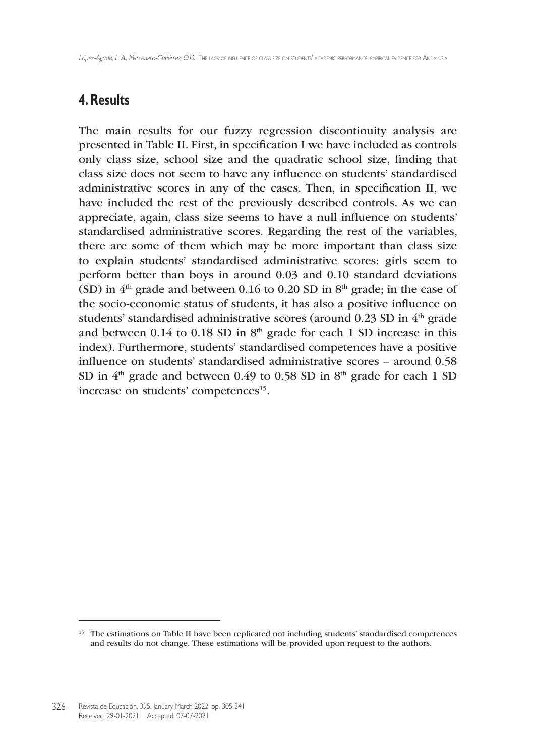## 4. Results

The main results for our fuzzy regression discontinuity analysis are presented in Table II. First, in specification I we have included as controls only class size, school size and the quadratic school size, finding that class size does not seem to have any influence on students' standardised administrative scores in any of the cases. Then, in specification II, we have included the rest of the previously described controls. As we can appreciate, again, class size seems to have a null influence on students' standardised administrative scores. Regarding the rest of the variables, there are some of them which may be more important than class size to explain students' standardised administrative scores: girls seem to perform better than boys in around 0.03 and 0.10 standard deviations (SD) in $4^{th}$ grade and between 0.16 to 0.20 SD in $8^{th}$ grade; in the case of the socio-economic status of students, it has also a positive influence on students' standardised administrative scores (around 0.23 SD in $4^{th}$ grade and between 0.14 to 0.18 SD in $8^{th}$ grade for each 1 SD increase in this index). Furthermore, students' standardised competences have a positive influence on students' standardised administrative scores – around 0.58 SD in $4^{th}$ grade and between 0.49 to 0.58 SD in $8^{th}$ grade for each 1 SD increase on students' competences[15].

---

[15] The estimations on Table II have been replicated not including students' standardised competences and results do not change. These estimations will be provided upon request to the authors.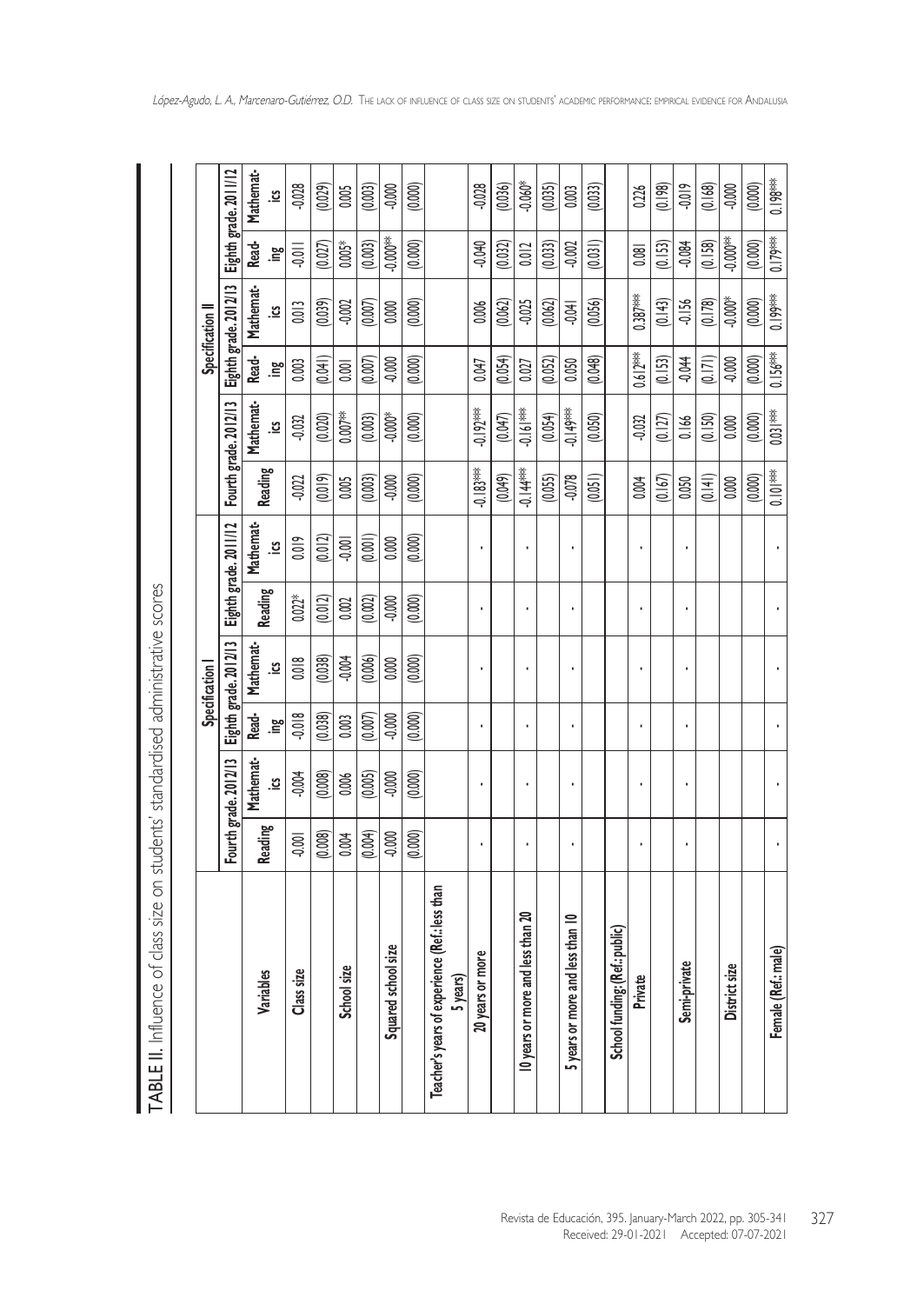TABLE II. Influence of class size on students' standardised administrative scores

| Variables | Specification I | | | | | | Specification II | | | | | |
|---|---|---|---|---|---|---|---|---|---|---|---|---|
| | Fourth grade. 2012/13 | | Eighth grade. 2012/13 | | Eighth grade. 2011/12 | | Fourth grade. 2012/13 | | Eighth grade. 2012/13 | | Eighth grade. 2011/12 | |
| | Reading | Mathematics | Reading | Mathematics | Reading | Mathematics | Reading | Mathematics | Reading | Mathematics | Reading | Mathematics |
| **Class size** | -0.001 | -0.004 | -0.018 | 0.018 | 0.022* | 0.019 | -0.022 | -0.032 | 0.003 | 0.013 | -0.011 | -0.028 |
| | (0.008) | (0.008) | (0.038) | (0.038) | (0.012) | (0.012) | (0.019) | (0.020) | (0.041) | (0.039) | (0.027) | (0.029) |
| **School size** | 0.004 | 0.006 | 0.003 | -0.004 | 0.002 | -0.001 | 0.005 | 0.007** | 0.001 | -0.002 | 0.005* | 0.005 |
| | (0.004) | (0.005) | (0.007) | (0.006) | (0.002) | (0.001) | (0.003) | (0.003) | (0.007) | (0.007) | (0.003) | (0.003) |
| **Squared school size** | -0.000 | -0.000 | -0.000 | 0.000 | -0.000 | 0.000 | -0.000 | -0.000* | -0.000 | 0.000 | -0.000** | -0.000 |
| | (0.000) | (0.000) | (0.000) | (0.000) | (0.000) | (0.000) | (0.000) | (0.000) | (0.000) | (0.000) | (0.000) | (0.000) |
| **Teacher's years of experience (Ref.: less than 5 years)** | | | | | | | | | | | | |
| **20 years or more** | - | - | - | - | - | - | -0.183*** | -0.192*** | 0.047 | 0.006 | -0.040 | -0.028 |
| | | | | | | | (0.049) | (0.047) | (0.054) | (0.062) | (0.032) | (0.036) |
| **10 years or more and less than 20** | - | - | - | - | - | - | -0.144*** | -0.161*** | 0.027 | -0.025 | 0.012 | -0.060* |
| | | | | | | | (0.055) | (0.054) | (0.052) | (0.062) | (0.033) | (0.035) |
| **5 years or more and less than 10** | - | - | - | - | - | - | -0.078 | -0.149*** | 0.050 | -0.041 | -0.002 | 0.003 |
| | | | | | | | (0.051) | (0.050) | (0.048) | (0.056) | (0.031) | (0.033) |
| **School funding: (Ref.: public)** | | | | | | | | | | | | |
| **Private** | - | - | - | - | - | - | 0.004 | -0.032 | 0.612*** | 0.387*** | 0.081 | 0.226 |
| | | | | | | | (0.167) | (0.127) | (0.153) | (0.143) | (0.153) | (0.198) |
| **Semi-private** | - | - | - | - | - | - | 0.050 | 0.166 | -0.044 | -0.156 | -0.084 | -0.019 |
| | | | | | | | (0.141) | (0.150) | (0.171) | (0.178) | (0.158) | (0.168) |
| **District size** | | | | | | | 0.000 | 0.000 | -0.000 | -0.000* | -0.000** | -0.000 |
| | | | | | | | (0.000) | (0.000) | (0.000) | (0.000) | (0.000) | (0.000) |
| **Female (Ref.: male)** | - | - | - | - | - | - | 0.101*** | 0.031*** | 0.156*** | 0.199*** | 0.179*** | 0.198*** |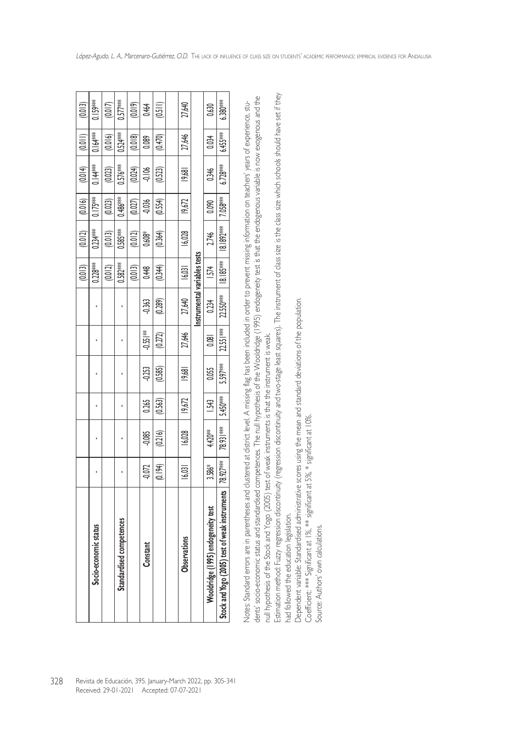|  |  |  |  |  |  |  | (0.013) | (0.012) | (0.016) | (0.014) | (0.011) | (0.013) |
|---|---|---|---|---|---|---|---|---|---|---|---|---|
| **Socio-economic status** | - | - | - | - | - | - | 0.228*** | 0.234*** | 0.175*** | 0.144*** | 0.164*** | 0.159*** |
|  |  |  |  |  |  |  | (0.012) | (0.013) | (0.023) | (0.023) | (0.016) | (0.017) |
| **Standardised competences** | - | - | - | - | - | - | 0.582*** | 0.585*** | 0.486*** | 0.576*** | 0.524*** | 0.577*** |
|  |  |  |  |  |  |  | (0.013) | (0.012) | (0.027) | (0.024) | (0.018) | (0.019) |
| **Constant** | -0.072 | -0.085 | 0.265 | -0.253 | -0.551** | -0.363 | 0.448 | 0.608* | -0.036 | -0.106 | 0.089 | 0.464 |
|  | (0.194) | (0.216) | (0.563) | (0.585) | (0.272) | (0.289) | (0.344) | (0.364) | (0.554) | (0.523) | (0.470) | (0.511) |
| **Observations** | 16,031 | 16,028 | 19,672 | 19,681 | 27,646 | 27,640 | 16,031 | 16,028 | 19,672 | 19,681 | 27,646 | 27,640 |
| **Instrumental variables tests** |  |  |  |  |  |  |  |  |  |  |  |  |
| **Wooldridge (1995) endogeneity test** | 3.586* | 4.420** | 1.543 | 0.055 | 0.081 | 0.234 | 1.574 | 2.746 | 0.090 | 0.346 | 0.034 | 0.630 |
| **Stock and Yogo (2005) test of weak instruments** | 78.927*** | 78.931*** | 5.450*** | 5.597*** | 22.551*** | 22.550*** | 18.185*** | 18.1892*** | 7.058*** | 6.728*** | 6.455*** | 6.380*** |

Notes: Standard errors are in parentheses and clustered at district level. A missing flag has been included in order to prevent missing information on teachers' years of experience, students' socio-economic status and standardised competences. The null hypothesis of the Wooldridge (1995) endogeneity test is that the endogenous variable is now exogenous and the null hypothesis of the Stock and Yogo (2005) test of weak instruments is that the instrument is weak.

Estimation method: Fuzzy regression discontinuity (regression discontinuity and two-stage least squares). The instrument of class size is the class size which schools should have set if they had followed the education legislation.

Dependent variable: Standardised administrative scores using the mean and standard deviations of the population.

Coefficient: *** Significant at 1%, ** significant at 5%, * significant at 10%.

Source: Authors' own calculations.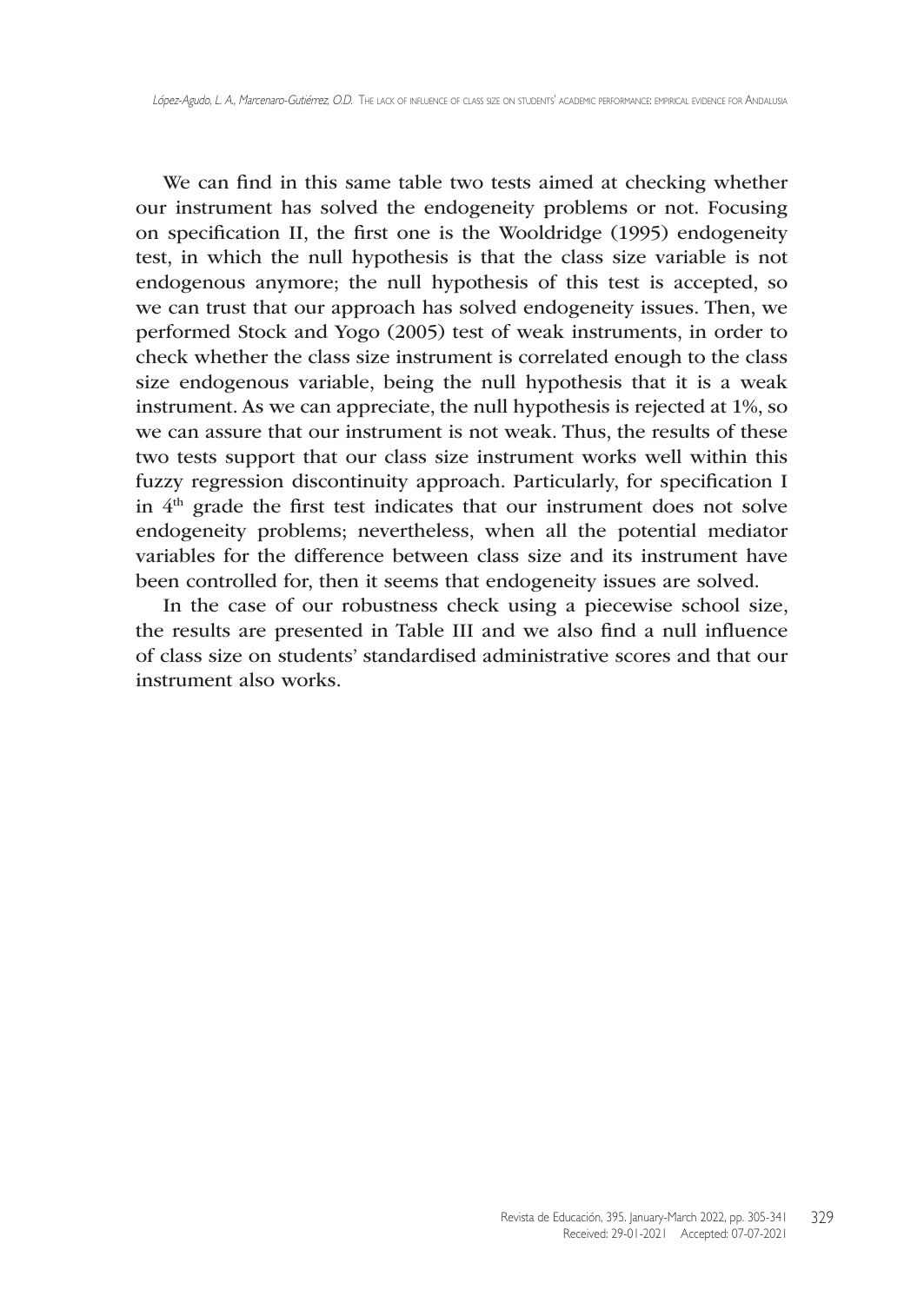We can find in this same table two tests aimed at checking whether our instrument has solved the endogeneity problems or not. Focusing on specification II, the first one is the Wooldridge (1995) endogeneity test, in which the null hypothesis is that the class size variable is not endogenous anymore; the null hypothesis of this test is accepted, so we can trust that our approach has solved endogeneity issues. Then, we performed Stock and Yogo (2005) test of weak instruments, in order to check whether the class size instrument is correlated enough to the class size endogenous variable, being the null hypothesis that it is a weak instrument. As we can appreciate, the null hypothesis is rejected at 1%, so we can assure that our instrument is not weak. Thus, the results of these two tests support that our class size instrument works well within this fuzzy regression discontinuity approach. Particularly, for specification I in $4^{th}$ grade the first test indicates that our instrument does not solve endogeneity problems; nevertheless, when all the potential mediator variables for the difference between class size and its instrument have been controlled for, then it seems that endogeneity issues are solved.

In the case of our robustness check using a piecewise school size, the results are presented in Table III and we also find a null influence of class size on students' standardised administrative scores and that our instrument also works.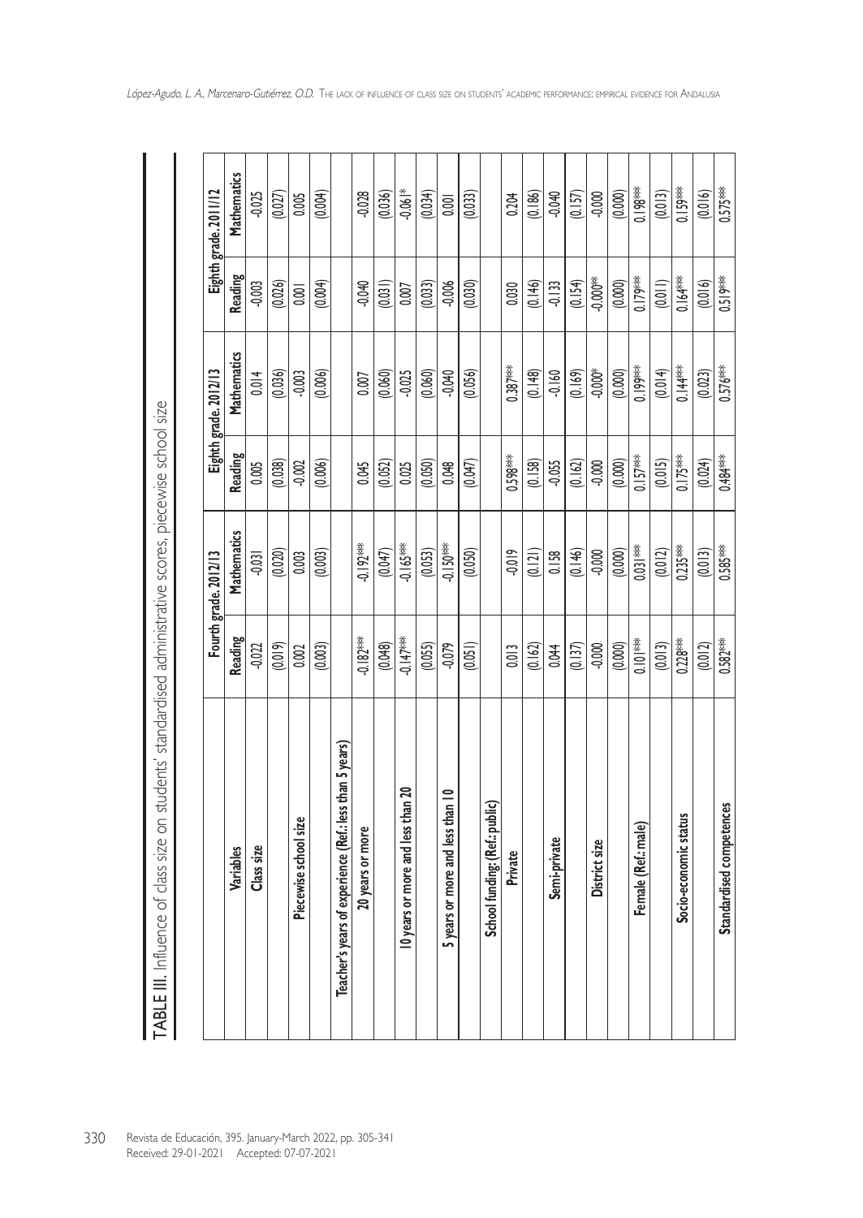TABLE III. Influence of class size on students' standardised administrative scores, piecewise school size

| Variables | Fourth grade. 2012/13 | | Eighth grade. 2012/13 | | Eighth grade. 2011/12 | |
|---|---|---|---|---|---|---|
| | Reading | Mathematics | Reading | Mathematics | Reading | Mathematics |
| Class size | -0.022 | -0.031 | 0.005 | 0.014 | -0.003 | -0.025 |
| | (0.019) | (0.020) | (0.038) | (0.036) | (0.026) | (0.027) |
| Piecewise school size | 0.002 | 0.003 | -0.002 | -0.003 | 0.001 | 0.005 |
| | (0.003) | (0.003) | (0.006) | (0.006) | (0.004) | (0.004) |
| Teacher's years of experience (Ref.: less than 5 years) | | | | | | |
| 20 years or more | -0.182*** | -0.192*** | 0.045 | 0.007 | -0.040 | -0.028 |
| | (0.048) | (0.047) | (0.052) | (0.060) | (0.031) | (0.036) |
| 10 years or more and less than 20 | -0.147*** | -0.165*** | 0.025 | -0.025 | 0.007 | -0.061* |
| | (0.055) | (0.053) | (0.050) | (0.060) | (0.033) | (0.034) |
| 5 years or more and less than 10 | -0.079 | -0.150*** | 0.048 | -0.040 | -0.006 | 0.001 |
| | (0.051) | (0.050) | (0.047) | (0.056) | (0.030) | (0.033) |
| School funding: (Ref.: public) | | | | | | |
| Private | 0.013 | -0.019 | 0.598*** | 0.387*** | 0.030 | 0.204 |
| | (0.162) | (0.121) | (0.158) | (0.148) | (0.146) | (0.186) |
| Semi-private | 0.044 | 0.158 | -0.055 | -0.160 | -0.133 | -0.040 |
| | (0.137) | (0.146) | (0.162) | (0.169) | (0.154) | (0.157) |
| District size | -0.000 | -0.000 | -0.000 | -0.000* | -0.000** | -0.000 |
| | (0.000) | (0.000) | (0.000) | (0.000) | (0.000) | (0.000) |
| Female (Ref.: male) | 0.101*** | 0.031*** | 0.157*** | 0.199*** | 0.179*** | 0.198*** |
| | (0.013) | (0.012) | (0.015) | (0.014) | (0.011) | (0.013) |
| Socio-economic status | 0.228*** | 0.235*** | 0.175*** | 0.144*** | 0.164*** | 0.159*** |
| | (0.012) | (0.013) | (0.024) | (0.023) | (0.016) | (0.016) |
| Standardised competences | 0.582*** | 0.585*** | 0.484*** | 0.576*** | 0.519*** | 0.575*** |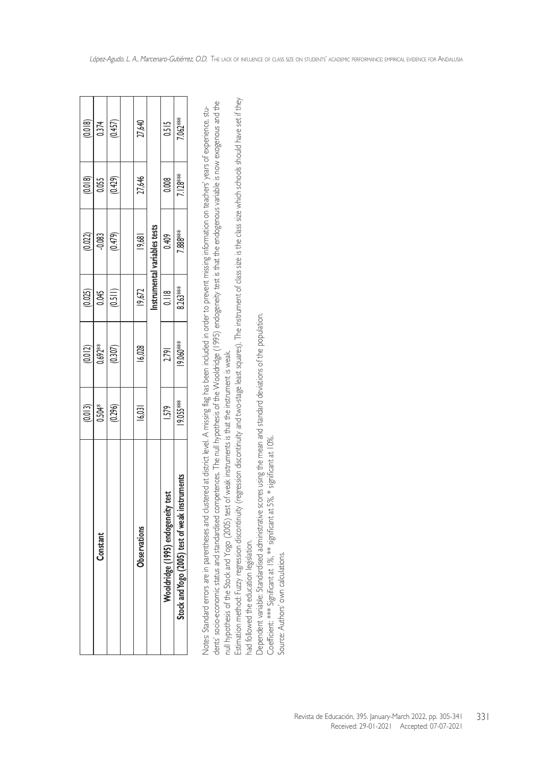| | | | | | |
|---|---|---|---|---|---|
| | (0.013) | (0.012) | (0.025) | (0.022) | (0.018) | (0.018) |
| **Constant** | 0.504* | 0.692** | 0.045 | -0.083 | 0.055 | 0.374 |
| | (0.296) | (0.307) | (0.511) | (0.479) | (0.429) | (0.457) |
| | | | | | | |
| **Observations** | 16,031 | 16,028 | 19,672 | 19,681 | 27,646 | 27,640 |
| | | | **Instrumental variables tests** | | | |
| **Wooldridge (1995) endogeneity test** | 1.579 | 2.791 | 0.118 | 0.409 | 0.008 | 0.515 |
| **Stock and Yogo (2005) test of weak instruments** | 19.055*** | 19.060*** | 8.263*** | 7.888*** | 7.128*** | 7.062*** |

Notes: Standard errors are in parentheses and clustered at district level. A missing flag has been included in order to prevent missing information on teachers' years of experience, students' socio-economic status and standardised competences. The null hypothesis of the Wooldridge (1995) endogeneity test is that the endogenous variable is now exogenous and the null hypothesis of the Stock and Yogo (2005) test of weak instruments is that the instrument is weak.

Estimation method: Fuzzy regression discontinuity (regression discontinuity and two-stage least squares). The instrument of class size is the class size which schools should have set if they had followed the education legislation.

Dependent variable: Standardised administrative scores using the mean and standard deviations of the population.

Coefficient: *** Significant at 1%, ** significant at 5%, * significant at 10%.

Source: Authors' own calculations.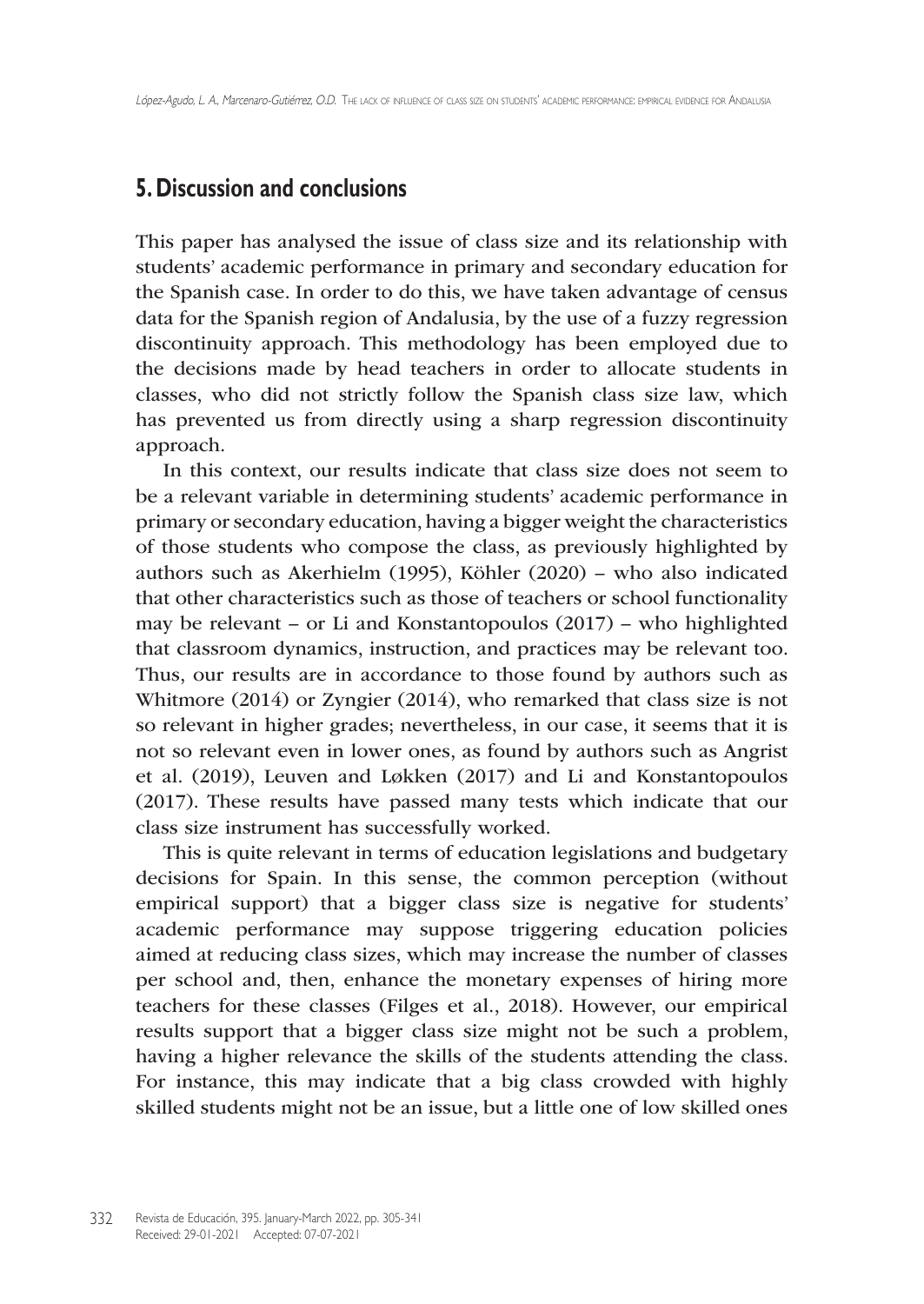## 5. Discussion and conclusions

This paper has analysed the issue of class size and its relationship with students' academic performance in primary and secondary education for the Spanish case. In order to do this, we have taken advantage of census data for the Spanish region of Andalusia, by the use of a fuzzy regression discontinuity approach. This methodology has been employed due to the decisions made by head teachers in order to allocate students in classes, who did not strictly follow the Spanish class size law, which has prevented us from directly using a sharp regression discontinuity approach.

In this context, our results indicate that class size does not seem to be a relevant variable in determining students' academic performance in primary or secondary education, having a bigger weight the characteristics of those students who compose the class, as previously highlighted by authors such as Akerhielm (1995), Köhler (2020) – who also indicated that other characteristics such as those of teachers or school functionality may be relevant – or Li and Konstantopoulos (2017) – who highlighted that classroom dynamics, instruction, and practices may be relevant too. Thus, our results are in accordance to those found by authors such as Whitmore (2014) or Zyngier (2014), who remarked that class size is not so relevant in higher grades; nevertheless, in our case, it seems that it is not so relevant even in lower ones, as found by authors such as Angrist et al. (2019), Leuven and Løkken (2017) and Li and Konstantopoulos (2017). These results have passed many tests which indicate that our class size instrument has successfully worked.

This is quite relevant in terms of education legislations and budgetary decisions for Spain. In this sense, the common perception (without empirical support) that a bigger class size is negative for students' academic performance may suppose triggering education policies aimed at reducing class sizes, which may increase the number of classes per school and, then, enhance the monetary expenses of hiring more teachers for these classes (Filges et al., 2018). However, our empirical results support that a bigger class size might not be such a problem, having a higher relevance the skills of the students attending the class. For instance, this may indicate that a big class crowded with highly skilled students might not be an issue, but a little one of low skilled ones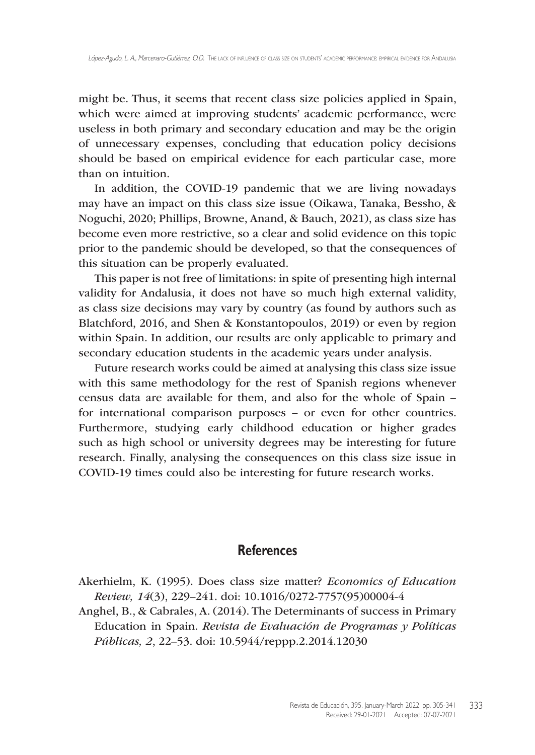might be. Thus, it seems that recent class size policies applied in Spain, which were aimed at improving students' academic performance, were useless in both primary and secondary education and may be the origin of unnecessary expenses, concluding that education policy decisions should be based on empirical evidence for each particular case, more than on intuition.

In addition, the COVID-19 pandemic that we are living nowadays may have an impact on this class size issue (Oikawa, Tanaka, Bessho, & Noguchi, 2020; Phillips, Browne, Anand, & Bauch, 2021), as class size has become even more restrictive, so a clear and solid evidence on this topic prior to the pandemic should be developed, so that the consequences of this situation can be properly evaluated.

This paper is not free of limitations: in spite of presenting high internal validity for Andalusia, it does not have so much high external validity, as class size decisions may vary by country (as found by authors such as Blatchford, 2016, and Shen & Konstantopoulos, 2019) or even by region within Spain. In addition, our results are only applicable to primary and secondary education students in the academic years under analysis.

Future research works could be aimed at analysing this class size issue with this same methodology for the rest of Spanish regions whenever census data are available for them, and also for the whole of Spain – for international comparison purposes – or even for other countries. Furthermore, studying early childhood education or higher grades such as high school or university degrees may be interesting for future research. Finally, analysing the consequences on this class size issue in COVID-19 times could also be interesting for future research works.

## References

Akerhielm, K. (1995). Does class size matter? *Economics of Education Review, 14*(3), 229–241. doi: 10.1016/0272-7757(95)00004-4

Anghel, B., & Cabrales, A. (2014). The Determinants of success in Primary Education in Spain. *Revista de Evaluación de Programas y Políticas Públicas, 2*, 22–53. doi: 10.5944/reppp.2.2014.12030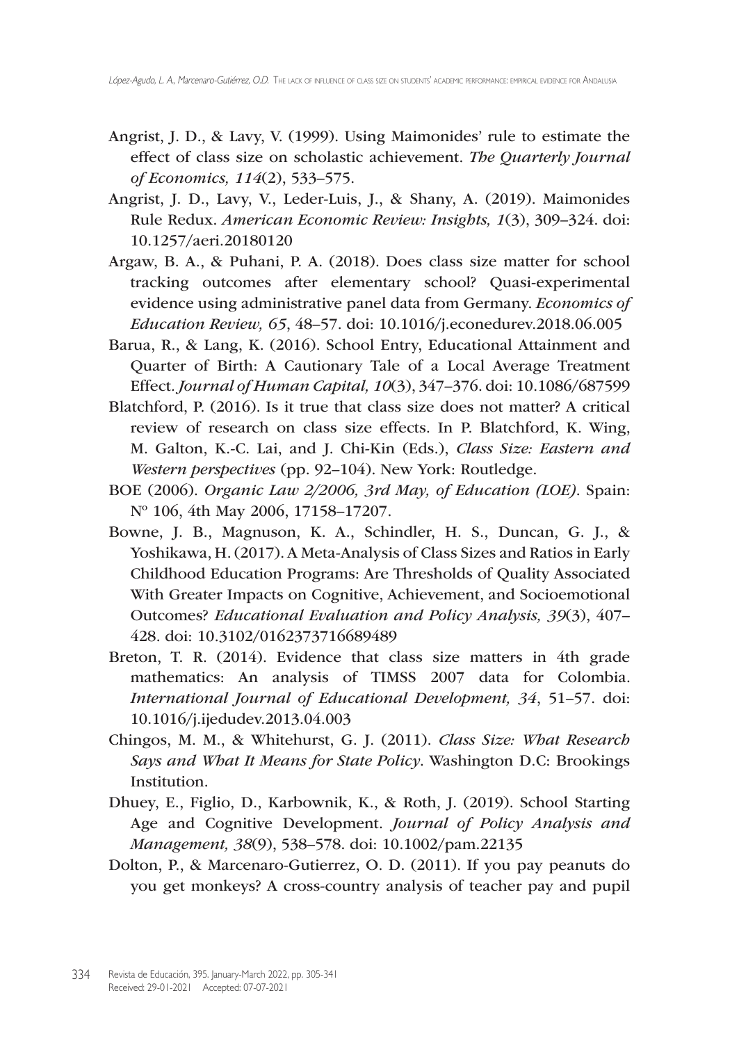Angrist, J. D., & Lavy, V. (1999). Using Maimonides' rule to estimate the effect of class size on scholastic achievement. *The Quarterly Journal of Economics, 114*(2), 533–575.

Angrist, J. D., Lavy, V., Leder-Luis, J., & Shany, A. (2019). Maimonides Rule Redux. *American Economic Review: Insights, 1*(3), 309–324. doi: 10.1257/aeri.20180120

Argaw, B. A., & Puhani, P. A. (2018). Does class size matter for school tracking outcomes after elementary school? Quasi-experimental evidence using administrative panel data from Germany. *Economics of Education Review, 65*, 48–57. doi: 10.1016/j.econedurev.2018.06.005

Barua, R., & Lang, K. (2016). School Entry, Educational Attainment and Quarter of Birth: A Cautionary Tale of a Local Average Treatment Effect. *Journal of Human Capital, 10*(3), 347–376. doi: 10.1086/687599

Blatchford, P. (2016). Is it true that class size does not matter? A critical review of research on class size effects. In P. Blatchford, K. Wing, M. Galton, K.-C. Lai, and J. Chi-Kin (Eds.), *Class Size: Eastern and Western perspectives* (pp. 92–104). New York: Routledge.

BOE (2006). *Organic Law 2/2006, 3rd May, of Education (LOE)*. Spain: Nº 106, 4th May 2006, 17158–17207.

Bowne, J. B., Magnuson, K. A., Schindler, H. S., Duncan, G. J., & Yoshikawa, H. (2017). A Meta-Analysis of Class Sizes and Ratios in Early Childhood Education Programs: Are Thresholds of Quality Associated With Greater Impacts on Cognitive, Achievement, and Socioemotional Outcomes? *Educational Evaluation and Policy Analysis, 39*(3), 407–428. doi: 10.3102/0162373716689489

Breton, T. R. (2014). Evidence that class size matters in 4th grade mathematics: An analysis of TIMSS 2007 data for Colombia. *International Journal of Educational Development, 34*, 51–57. doi: 10.1016/j.ijedudev.2013.04.003

Chingos, M. M., & Whitehurst, G. J. (2011). *Class Size: What Research Says and What It Means for State Policy*. Washington D.C: Brookings Institution.

Dhuey, E., Figlio, D., Karbownik, K., & Roth, J. (2019). School Starting Age and Cognitive Development. *Journal of Policy Analysis and Management, 38*(9), 538–578. doi: 10.1002/pam.22135

Dolton, P., & Marcenaro-Gutierrez, O. D. (2011). If you pay peanuts do you get monkeys? A cross-country analysis of teacher pay and pupil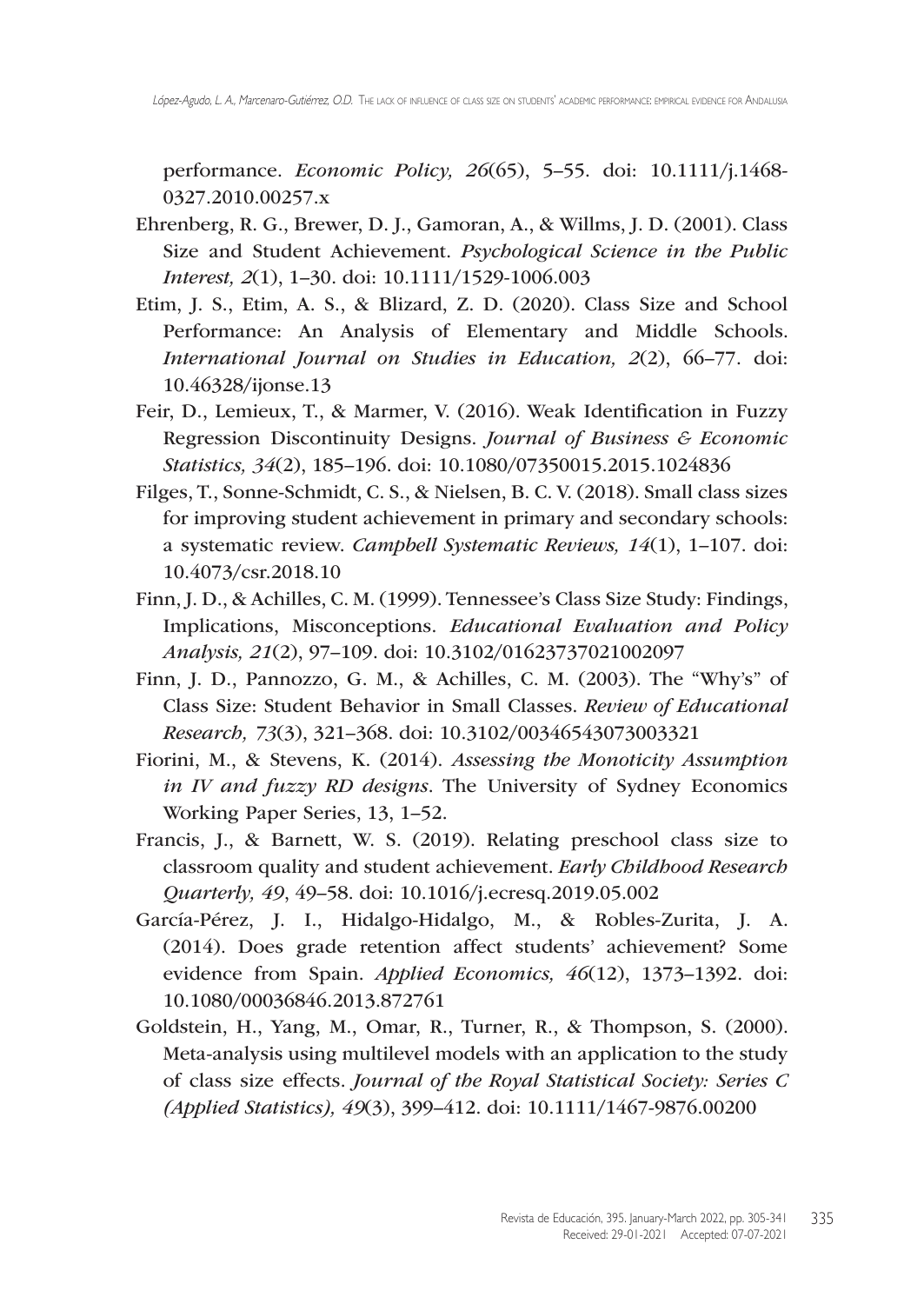performance. *Economic Policy, 26*(65), 5–55. doi: 10.1111/j.1468-0327.2010.00257.x

Ehrenberg, R. G., Brewer, D. J., Gamoran, A., & Willms, J. D. (2001). Class Size and Student Achievement. *Psychological Science in the Public Interest, 2*(1), 1–30. doi: 10.1111/1529-1006.003

Etim, J. S., Etim, A. S., & Blizard, Z. D. (2020). Class Size and School Performance: An Analysis of Elementary and Middle Schools. *International Journal on Studies in Education, 2*(2), 66–77. doi: 10.46328/ijonse.13

Feir, D., Lemieux, T., & Marmer, V. (2016). Weak Identification in Fuzzy Regression Discontinuity Designs. *Journal of Business & Economic Statistics, 34*(2), 185–196. doi: 10.1080/07350015.2015.1024836

Filges, T., Sonne-Schmidt, C. S., & Nielsen, B. C. V. (2018). Small class sizes for improving student achievement in primary and secondary schools: a systematic review. *Campbell Systematic Reviews, 14*(1), 1–107. doi: 10.4073/csr.2018.10

Finn, J. D., & Achilles, C. M. (1999). Tennessee's Class Size Study: Findings, Implications, Misconceptions. *Educational Evaluation and Policy Analysis, 21*(2), 97–109. doi: 10.3102/01623737021002097

Finn, J. D., Pannozzo, G. M., & Achilles, C. M. (2003). The "Why's" of Class Size: Student Behavior in Small Classes. *Review of Educational Research, 73*(3), 321–368. doi: 10.3102/00346543073003321

Fiorini, M., & Stevens, K. (2014). *Assessing the Monoticity Assumption in IV and fuzzy RD designs*. The University of Sydney Economics Working Paper Series, 13, 1–52.

Francis, J., & Barnett, W. S. (2019). Relating preschool class size to classroom quality and student achievement. *Early Childhood Research Quarterly, 49*, 49–58. doi: 10.1016/j.ecresq.2019.05.002

García-Pérez, J. I., Hidalgo-Hidalgo, M., & Robles-Zurita, J. A. (2014). Does grade retention affect students' achievement? Some evidence from Spain. *Applied Economics, 46*(12), 1373–1392. doi: 10.1080/00036846.2013.872761

Goldstein, H., Yang, M., Omar, R., Turner, R., & Thompson, S. (2000). Meta-analysis using multilevel models with an application to the study of class size effects. *Journal of the Royal Statistical Society: Series C (Applied Statistics), 49*(3), 399–412. doi: 10.1111/1467-9876.00200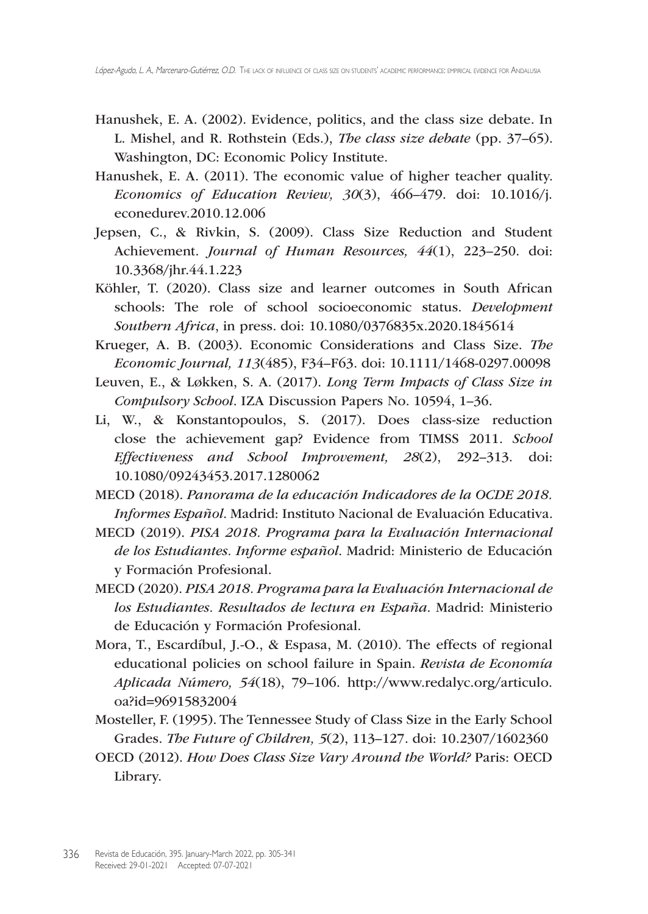Hanushek, E. A. (2002). Evidence, politics, and the class size debate. In L. Mishel, and R. Rothstein (Eds.), *The class size debate* (pp. 37–65). Washington, DC: Economic Policy Institute.

Hanushek, E. A. (2011). The economic value of higher teacher quality. *Economics of Education Review, 30*(3), 466–479. doi: 10.1016/j.econedurev.2010.12.006

Jepsen, C., & Rivkin, S. (2009). Class Size Reduction and Student Achievement. *Journal of Human Resources, 44*(1), 223–250. doi: 10.3368/jhr.44.1.223

Köhler, T. (2020). Class size and learner outcomes in South African schools: The role of school socioeconomic status. *Development Southern Africa*, in press. doi: 10.1080/0376835x.2020.1845614

Krueger, A. B. (2003). Economic Considerations and Class Size. *The Economic Journal, 113*(485), F34–F63. doi: 10.1111/1468-0297.00098

Leuven, E., & Løkken, S. A. (2017). *Long Term Impacts of Class Size in Compulsory School*. IZA Discussion Papers No. 10594, 1–36.

Li, W., & Konstantopoulos, S. (2017). Does class-size reduction close the achievement gap? Evidence from TIMSS 2011. *School Effectiveness and School Improvement, 28*(2), 292–313. doi: 10.1080/09243453.2017.1280062

MECD (2018). *Panorama de la educación Indicadores de la OCDE 2018. Informes Español*. Madrid: Instituto Nacional de Evaluación Educativa.

MECD (2019). *PISA 2018. Programa para la Evaluación Internacional de los Estudiantes. Informe español*. Madrid: Ministerio de Educación y Formación Profesional.

MECD (2020). *PISA 2018. Programa para la Evaluación Internacional de los Estudiantes. Resultados de lectura en España*. Madrid: Ministerio de Educación y Formación Profesional.

Mora, T., Escardíbul, J.-O., & Espasa, M. (2010). The effects of regional educational policies on school failure in Spain. *Revista de Economía Aplicada Número, 54*(18), 79–106. http://www.redalyc.org/articulo.oa?id=96915832004

Mosteller, F. (1995). The Tennessee Study of Class Size in the Early School Grades. *The Future of Children, 5*(2), 113–127. doi: 10.2307/1602360

OECD (2012). *How Does Class Size Vary Around the World?* Paris: OECD Library.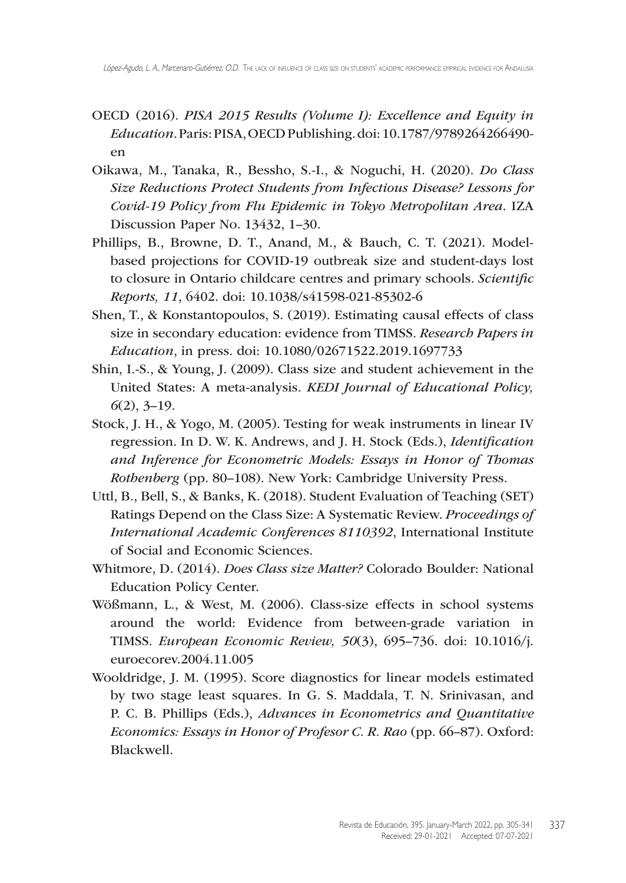OECD (2016). *PISA 2015 Results (Volume I): Excellence and Equity in Education*. Paris: PISA, OECD Publishing. doi: 10.1787/9789264266490-en

Oikawa, M., Tanaka, R., Bessho, S.-I., & Noguchi, H. (2020). *Do Class Size Reductions Protect Students from Infectious Disease? Lessons for Covid-19 Policy from Flu Epidemic in Tokyo Metropolitan Area*. IZA Discussion Paper No. 13432, 1–30.

Phillips, B., Browne, D. T., Anand, M., & Bauch, C. T. (2021). Model-based projections for COVID-19 outbreak size and student-days lost to closure in Ontario childcare centres and primary schools. *Scientific Reports, 11*, 6402. doi: 10.1038/s41598-021-85302-6

Shen, T., & Konstantopoulos, S. (2019). Estimating causal effects of class size in secondary education: evidence from TIMSS. *Research Papers in Education*, in press. doi: 10.1080/02671522.2019.1697733

Shin, I.-S., & Young, J. (2009). Class size and student achievement in the United States: A meta-analysis. *KEDI Journal of Educational Policy, 6*(2), 3–19.

Stock, J. H., & Yogo, M. (2005). Testing for weak instruments in linear IV regression. In D. W. K. Andrews, and J. H. Stock (Eds.), *Identification and Inference for Econometric Models: Essays in Honor of Thomas Rothenberg* (pp. 80–108). New York: Cambridge University Press.

Uttl, B., Bell, S., & Banks, K. (2018). Student Evaluation of Teaching (SET) Ratings Depend on the Class Size: A Systematic Review. *Proceedings of International Academic Conferences 8110392*, International Institute of Social and Economic Sciences.

Whitmore, D. (2014). *Does Class size Matter?* Colorado Boulder: National Education Policy Center.

Wößmann, L., & West, M. (2006). Class-size effects in school systems around the world: Evidence from between-grade variation in TIMSS. *European Economic Review, 50*(3), 695–736. doi: 10.1016/j.euroecorev.2004.11.005

Wooldridge, J. M. (1995). Score diagnostics for linear models estimated by two stage least squares. In G. S. Maddala, T. N. Srinivasan, and P. C. B. Phillips (Eds.), *Advances in Econometrics and Quantitative Economics: Essays in Honor of Profesor C. R. Rao* (pp. 66–87). Oxford: Blackwell.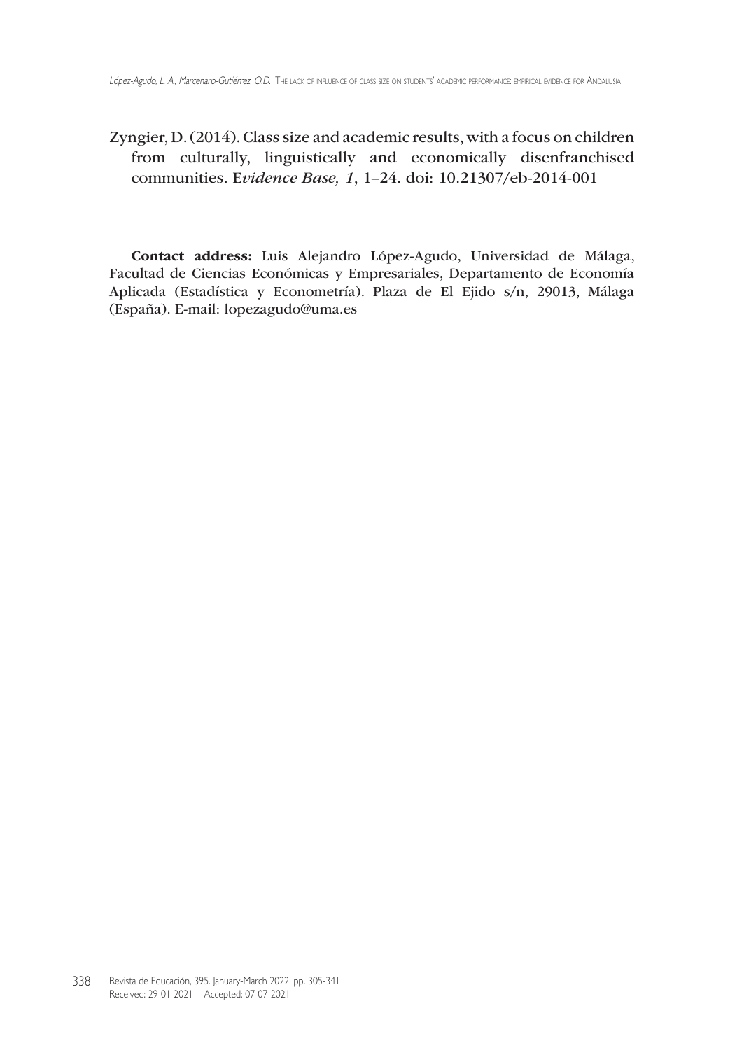Zyngier, D. (2014). Class size and academic results, with a focus on children from culturally, linguistically and economically disenfranchised communities. E*vidence Base, 1*, 1–24. doi: 10.21307/eb-2014-001

**Contact address:** Luis Alejandro López-Agudo, Universidad de Málaga, Facultad de Ciencias Económicas y Empresariales, Departamento de Economía Aplicada (Estadística y Econometría). Plaza de El Ejido s/n, 29013, Málaga (España). E-mail: lopezagudo@uma.es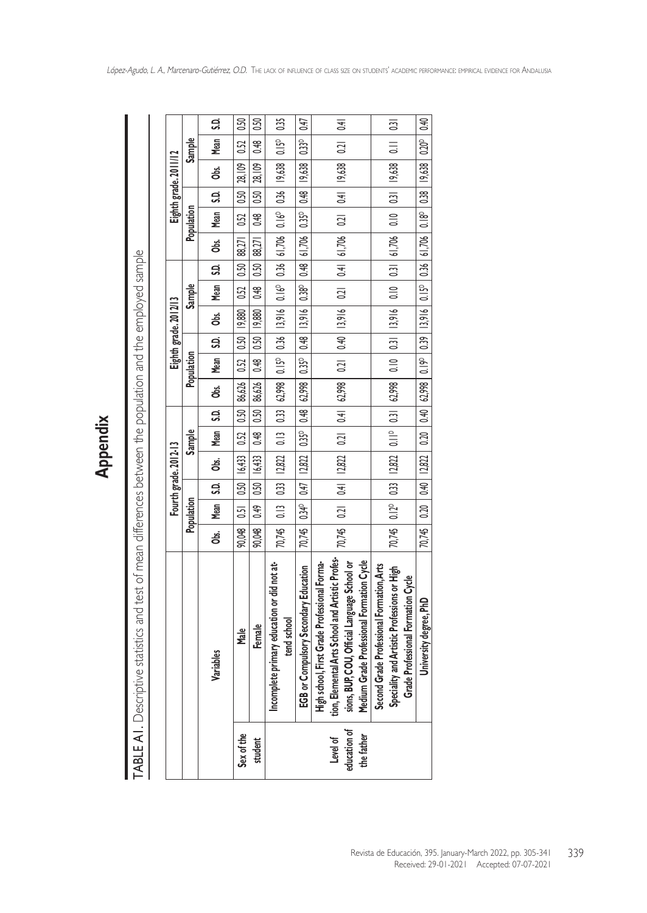# Appendix

TABLE A1. Descriptive statistics and test of mean differences between the population and the employed sample

| | Variables | Fourth grade. 2012-13 | | | | | | Eighth grade. 2012/13 | | | | | | Eighth grade. 2011/12 | | | | | |
|---|---|---|---|---|---|---|---|---|---|---|---|---|---|---|---|---|---|---|---|
| | | Population | | | Sample | | | Population | | | Sample | | | Population | | | Sample | | |
| | | Obs. | Mean | S.D. | Obs. | Mean | S.D. | Obs. | Mean | S.D. | Obs. | Mean | S.D. | Obs. | Mean | S.D. | Obs. | Mean | S.D. |
| Sex of the student | Male | 90,048 | 0.51 | 0.50 | 16,433 | 0.52 | 0.50 | 86,626 | 0.52 | 0.50 | 19,880 | 0.52 | 0.50 | 88,271 | 0.52 | 0.50 | 28,109 | 0.52 | 0.50 |
| | Female | 90,048 | 0.49 | 0.50 | 16,433 | 0.48 | 0.50 | 86,626 | 0.48 | 0.50 | 19,880 | 0.48 | 0.50 | 88,271 | 0.48 | 0.50 | 28,109 | 0.48 | 0.50 |
| Level of education of the father | Incomplete primary education or did not attend school | 70,745 | 0.13 | 0.33 | 12,822 | 0.13 | 0.33 | 62,998 | 0.15[D] | 0.36 | 13,916 | 0.16[D] | 0.36 | 61,706 | 0.16[D] | 0.36 | 19,638 | 0.15[D] | 0.35 |
| | EGB or Compulsory Secondary Education | 70,745 | 0.34[D] | 0.47 | 12,822 | 0.35[D] | 0.48 | 62,998 | 0.35[D] | 0.48 | 13,916 | 0.38[D] | 0.48 | 61,706 | 0.35[D] | 0.48 | 19,638 | 0.33[D] | 0.47 |
| | High school, First Grade Professional Formation, Elemental Arts School and Artistic Professions, BUP, COU, Official Language School or Medium Grade Professional Formation Cycle | 70,745 | 0.21 | 0.41 | 12,822 | 0.21 | 0.41 | 62,998 | 0.21 | 0.40 | 13,916 | 0.21 | 0.41 | 61,706 | 0.21 | 0.41 | 19,638 | 0.21 | 0.41 |
| | Second Grade Professional Formation, Arts Speciality and Artistic Professions or High Grade Professional Formation Cycle | 70,745 | 0.12[D] | 0.33 | 12,822 | 0.11[D] | 0.31 | 62,998 | 0.10 | 0.31 | 13,916 | 0.10 | 0.31 | 61,706 | 0.10 | 0.31 | 19,638 | 0.11 | 0.31 |
| | University degree, PhD | 70,745 | 0.20 | 0.40 | 12,822 | 0.20 | 0.40 | 62,998 | 0.19[D] | 0.39 | 13,916 | 0.15[D] | 0.36 | 61,706 | 0.18[D] | 0.38 | 19,638 | 0.20[D] | 0.40 |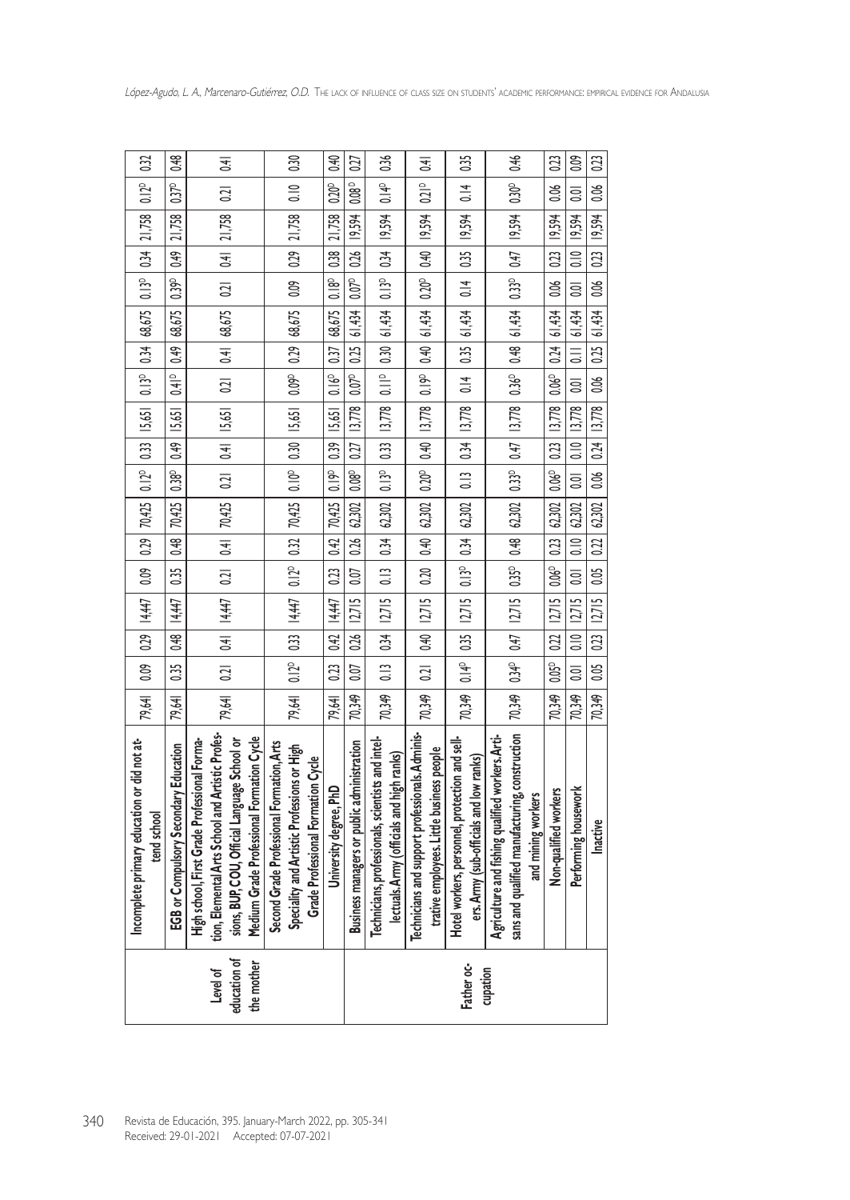| | | | | | | | | | | | | | | | | | | | |
|---|---|---|---|---|---|---|---|---|---|---|---|---|---|---|---|---|---|---|---|
| Level of education of the mother | Incomplete primary education or did not attend school | 79,641 | 0.09 | 0.29 | 14,447 | 0.09 | 0.29 | 70,425 | $0.12^{D}$ | 0.33 | 15,651 | $0.13^{D}$ | 0.34 | 68,675 | $0.13^{D}$ | 0.34 | 21,758 | $0.12^{D}$ | 0.32 |
| | EGB or Compulsory Secondary Education | 79,641 | 0.35 | 0.48 | 14,447 | 0.35 | 0.48 | 70,425 | $0.38^{D}$ | 0.49 | 15,651 | $0.41^{D}$ | 0.49 | 68,675 | $0.39^{D}$ | 0.49 | 21,758 | $0.37^{D}$ | 0.48 |
| | High school, First Grade Professional Formation, Elemental Arts School and Artistic Professions, BUP, COU, Official Language School or Medium Grade Professional Formation Cycle | 79,641 | 0.21 | 0.41 | 14,447 | 0.21 | 0.41 | 70,425 | 0.21 | 0.41 | 15,651 | 0.21 | 0.41 | 68,675 | 0.21 | 0.41 | 21,758 | 0.21 | 0.41 |
| | Second Grade Professional Formation, Arts Speciality and Artistic Professions or High Grade Professional Formation Cycle | 79,641 | $0.12^{D}$ | 0.33 | 14,447 | $0.12^{D}$ | 0.32 | 70,425 | $0.10^{D}$ | 0.30 | 15,651 | $0.09^{D}$ | 0.29 | 68,675 | 0.09 | 0.29 | 21,758 | 0.10 | 0.30 |
| | University degree, PhD | 79,641 | 0.23 | 0.42 | 14,447 | 0.23 | 0.42 | 70,425 | $0.19^{D}$ | 0.39 | 15,651 | $0.16^{D}$ | 0.37 | 68,675 | $0.18^{D}$ | 0.38 | 21,758 | $0.20^{D}$ | 0.40 |
| Father occupation | Business managers or public administration | 70,349 | 0.07 | 0.26 | 12,715 | 0.07 | 0.26 | 62,302 | $0.08^{D}$ | 0.27 | 13,778 | $0.07^{D}$ | 0.25 | 61,434 | $0.07^{D}$ | 0.26 | 19,594 | $0.08^{D}$ | 0.27 |
| | Technicians, professionals, scientists and intellectuals. Army (officials and high ranks) | 70,349 | 0.13 | 0.34 | 12,715 | 0.13 | 0.34 | 62,302 | $0.13^{D}$ | 0.33 | 13,778 | $0.11^{D}$ | 0.30 | 61,434 | $0.13^{D}$ | 0.34 | 19,594 | $0.14^{D}$ | 0.36 |
| | Technicians and support professionals. Administrative employees. Little business people | 70,349 | 0.21 | 0.40 | 12,715 | 0.20 | 0.40 | 62,302 | $0.20^{D}$ | 0.40 | 13,778 | $0.19^{D}$ | 0.40 | 61,434 | $0.20^{D}$ | 0.40 | 19,594 | $0.21^{D}$ | 0.41 |
| | Hotel workers, personnel, protection and sellers. Army (sub-officials and low ranks) | 70,349 | $0.14^{D}$ | 0.35 | 12,715 | $0.13^{D}$ | 0.34 | 62,302 | 0.13 | 0.34 | 13,778 | 0.14 | 0.35 | 61,434 | 0.14 | 0.35 | 19,594 | 0.14 | 0.35 |
| | Agriculture and fishing qualified workers. Artisans and qualified manufacturing, construction and mining workers | 70,349 | $0.34^{D}$ | 0.47 | 12,715 | $0.35^{D}$ | 0.48 | 62,302 | $0.33^{D}$ | 0.47 | 13,778 | $0.36^{D}$ | 0.48 | 61,434 | $0.33^{D}$ | 0.47 | 19,594 | $0.30^{D}$ | 0.46 |
| | Non-qualified workers | 70,349 | $0.05^{D}$ | 0.22 | 12,715 | $0.06^{D}$ | 0.23 | 62,302 | $0.06^{D}$ | 0.23 | 13,778 | $0.06^{D}$ | 0.24 | 61,434 | 0.06 | 0.23 | 19,594 | 0.06 | 0.23 |
| | Performing housework | 70,349 | 0.01 | 0.10 | 12,715 | 0.01 | 0.10 | 62,302 | 0.01 | 0.10 | 13,778 | 0.01 | 0.11 | 61,434 | 0.01 | 0.10 | 19,594 | 0.01 | 0.09 |
| | Inactive | 70,349 | 0.05 | 0.23 | 12,715 | 0.05 | 0.22 | 62,302 | 0.06 | 0.24 | 13,778 | 0.06 | 0.25 | 61,434 | 0.06 | 0.23 | 19,594 | 0.06 | 0.23 |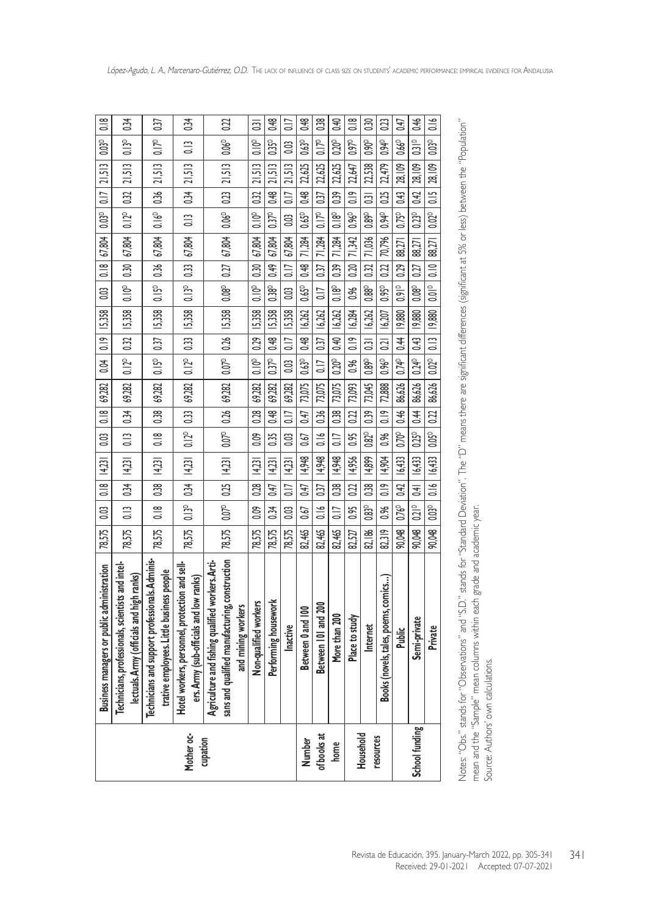| | | | | | | | | | | | | | | | | | | | |
|---|---|---|---|---|---|---|---|---|---|---|---|---|---|---|---|---|---|---|---|
| Mother occupation | Business managers or public administration | 78,575 | 0.03 | 0.18 | 14,231 | 0.03 | 0.18 | 69,282 | 0.04 | 0.19 | 15,358 | 0.03 | 0.18 | 67,804 | 0.03[D] | 0.17 | 21,513 | 0.03[D] | 0.18 |
| | Technicians, professionals, scientists and intellectuals. Army (officials and high ranks) | 78,575 | 0.13 | 0.34 | 14,231 | 0.13 | 0.34 | 69,282 | 0.12[D] | 0.32 | 15,358 | 0.10[D] | 0.30 | 67,804 | 0.12[D] | 0.32 | 21,513 | 0.13[D] | 0.34 |
| | Technicians and support professionals. Administrative employees. Little business people | 78,575 | 0.18 | 0.38 | 14,231 | 0.18 | 0.38 | 69,282 | 0.15[D] | 0.37 | 15,358 | 0.15[D] | 0.36 | 67,804 | 0.16[D] | 0.36 | 21,513 | 0.17[D] | 0.37 |
| | Hotel workers, personnel, protection and sellers. Army (sub-officials and low ranks) | 78,575 | 0.13[D] | 0.34 | 14,231 | 0.12[D] | 0.33 | 69,282 | 0.12[D] | 0.33 | 15,358 | 0.13[D] | 0.33 | 67,804 | 0.13 | 0.34 | 21,513 | 0.13 | 0.34 |
| | Agriculture and fishing qualified workers. Artisans and qualified manufacturing, construction and mining workers | 78,575 | 0.07[D] | 0.25 | 14,231 | 0.07[D] | 0.26 | 69,282 | 0.07[D] | 0.26 | 15,358 | 0.08[D] | 0.27 | 67,804 | 0.06[D] | 0.23 | 21,513 | 0.06[D] | 0.22 |
| | Non-qualified workers | 78,575 | 0.09 | 0.28 | 14,231 | 0.09 | 0.28 | 69,282 | 0.10[D] | 0.29 | 15,358 | 0.10[D] | 0.30 | 67,804 | 0.10[D] | 0.32 | 21,513 | 0.10[D] | 0.31 |
| | Performing housework | 78,575 | 0.34 | 0.47 | 14,231 | 0.35 | 0.48 | 69,282 | 0.37[D] | 0.48 | 15,358 | 0.38[D] | 0.49 | 67,804 | 0.37[D] | 0.48 | 21,513 | 0.35[D] | 0.48 |
| | Inactive | 78,575 | 0.03 | 0.17 | 14,231 | 0.03 | 0.17 | 69,282 | 0.03 | 0.17 | 15,358 | 0.03 | 0.17 | 67,804 | 0.03 | 0.17 | 21,513 | 0.03 | 0.17 |
| Number of books at home | Between 0 and 100 | 82,465 | 0.67 | 0.47 | 14,948 | 0.67 | 0.47 | 73,075 | 0.63[D] | 0.48 | 16,262 | 0.65[D] | 0.48 | 71,284 | 0.65[D] | 0.48 | 22,625 | 0.63[D] | 0.48 |
| | Between 101 and 200 | 82,465 | 0.16 | 0.37 | 14,948 | 0.16 | 0.36 | 73,075 | 0.17 | 0.37 | 16,262 | 0.17 | 0.37 | 71,284 | 0.17[D] | 0.37 | 22,625 | 0.17[D] | 0.38 |
| | More than 200 | 82,465 | 0.17 | 0.38 | 14,948 | 0.17 | 0.38 | 73,075 | 0.20[D] | 0.40 | 16,262 | 0.18[D] | 0.39 | 71,284 | 0.18[D] | 0.39 | 22,625 | 0.20[D] | 0.40 |
| Household resources | Place to study | 82,527 | 0.95 | 0.22 | 14,956 | 0.95 | 0.22 | 73,093 | 0.96 | 0.19 | 16,284 | 0.96 | 0.20 | 71,342 | 0.96[D] | 0.19 | 22,647 | 0.97[D] | 0.18 |
| | Internet | 82,186 | 0.83[D] | 0.38 | 14,899 | 0.82[D] | 0.39 | 73,045 | 0.89[D] | 0.31 | 16,262 | 0.88[D] | 0.32 | 71,036 | 0.89[D] | 0.31 | 22,538 | 0.90[D] | 0.30 |
| | Books (novels, tales, poems, comics...) | 82,319 | 0.96 | 0.19 | 14,904 | 0.96 | 0.19 | 72,888 | 0.96[D] | 0.21 | 16,207 | 0.95[D] | 0.22 | 70,796 | 0.94[D] | 0.25 | 22,479 | 0.94[D] | 0.23 |
| School funding | Public | 90,048 | 0.76[D] | 0.42 | 16,433 | 0.70[D] | 0.46 | 86,626 | 0.74[D] | 0.44 | 19,880 | 0.91[D] | 0.29 | 88,271 | 0.75[D] | 0.43 | 28,109 | 0.66[D] | 0.47 |
| | Semi-private | 90,048 | 0.21[D] | 0.41 | 16,433 | 0.25[D] | 0.44 | 86,626 | 0.24[D] | 0.43 | 19,880 | 0.08[D] | 0.27 | 88,271 | 0.23[D] | 0.42 | 28,109 | 0.31[D] | 0.46 |
| | Private | 90,048 | 0.03[D] | 0.16 | 16,433 | 0.05[D] | 0.22 | 86,626 | 0.02[D] | 0.13 | 19,880 | 0.01[D] | 0.10 | 88,271 | 0.02[D] | 0.15 | 28,109 | 0.03[D] | 0.16 |

Notes: "Obs." stands for "Observations" and "S.D." stands for "Standard Deviation". The "D" means there are significant differences (significant at 5% or less) between the "Population" mean and the "Sample" mean columns within each grade and academic year.

Source: Authors' own calculations.